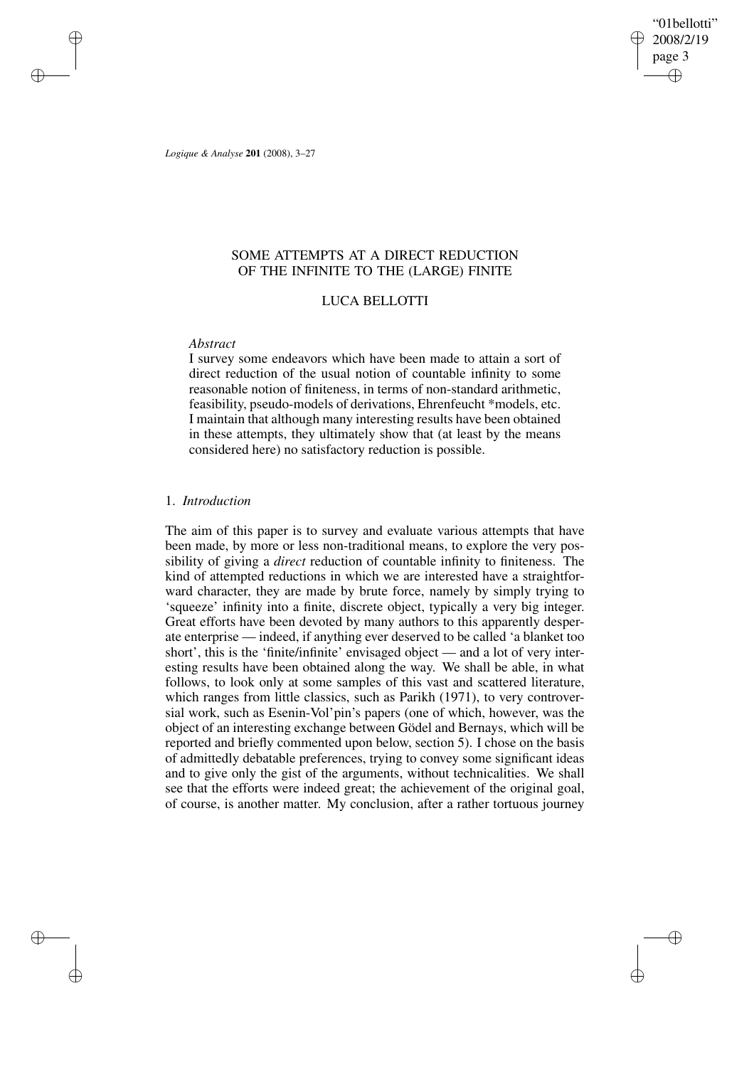# SOME ATTEMPTS AT A DIRECT REDUCTION OF THE INFINITE TO THE (LARGE) FINITE

## LUCA BELLOTTI

*Abstract*

I survey some endeavors which have been made to attain a sort of direct reduction of the usual notion of countable infinity to some reasonable notion of finiteness, in terms of non-standard arithmetic, feasibility, pseudo-models of derivations, Ehrenfeucht *models, etc. I maintain that although many interesting results have been obtained in these attempts, they ultimately show that (at least by the means considered here) no satisfactory reduction is possible.

## 1. *Introduction*

The aim of this paper is to survey and evaluate various attempts that have been made, by more or less non-traditional means, to explore the very possibility of giving a *direct* reduction of countable infinity to finiteness. The kind of attempted reductions in which we are interested have a straightforward character, they are made by brute force, namely by simply trying to 'squeeze' infinity into a finite, discrete object, typically a very big integer. Great efforts have been devoted by many authors to this apparently desperate enterprise — indeed, if anything ever deserved to be called 'a blanket too short', this is the 'finite/infinite' envisaged object — and a lot of very interesting results have been obtained along the way. We shall be able, in what follows, to look only at some samples of this vast and scattered literature, which ranges from little classics, such as Parikh (1971), to very controversial work, such as Esenin-Vol'pin's papers (one of which, however, was the object of an interesting exchange between Gödel and Bernays, which will be reported and briefly commented upon below, section 5). I chose on the basis of admittedly debatable preferences, trying to convey some significant ideas and to give only the gist of the arguments, without technicalities. We shall see that the efforts were indeed great; the achievement of the original goal, of course, is another matter. My conclusion, after a rather tortuous journey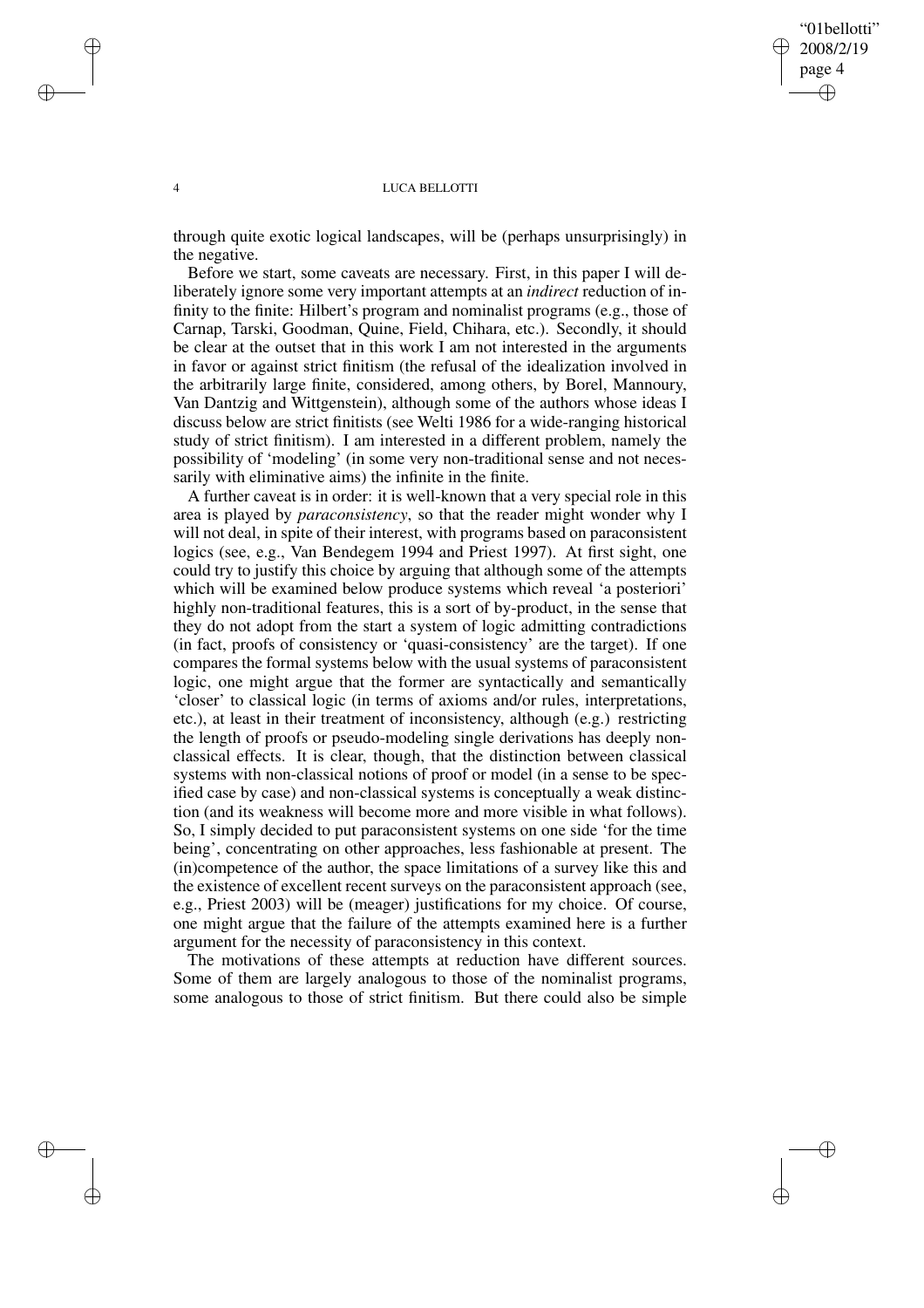through quite exotic logical landscapes, will be (perhaps unsurprisingly) in the negative.

Before we start, some caveats are necessary. First, in this paper I will deliberately ignore some very important attempts at an *indirect* reduction of infinity to the finite: Hilbert's program and nominalist programs (e.g., those of Carnap, Tarski, Goodman, Quine, Field, Chihara, etc.). Secondly, it should be clear at the outset that in this work I am not interested in the arguments in favor or against strict finitism (the refusal of the idealization involved in the arbitrarily large finite, considered, among others, by Borel, Mannoury, Van Dantzig and Wittgenstein), although some of the authors whose ideas I discuss below are strict finitists (see Welti 1986 for a wide-ranging historical study of strict finitism). I am interested in a different problem, namely the possibility of 'modeling' (in some very non-traditional sense and not necessarily with eliminative aims) the infinite in the finite.

A further caveat is in order: it is well-known that a very special role in this area is played by *paraconsistency*, so that the reader might wonder why I will not deal, in spite of their interest, with programs based on paraconsistent logics (see, e.g., Van Bendegem 1994 and Priest 1997). At first sight, one could try to justify this choice by arguing that although some of the attempts which will be examined below produce systems which reveal 'a posteriori' highly non-traditional features, this is a sort of by-product, in the sense that they do not adopt from the start a system of logic admitting contradictions (in fact, proofs of consistency or 'quasi-consistency' are the target). If one compares the formal systems below with the usual systems of paraconsistent logic, one might argue that the former are syntactically and semantically 'closer' to classical logic (in terms of axioms and/or rules, interpretations, etc.), at least in their treatment of inconsistency, although (e.g.) restricting the length of proofs or pseudo-modeling single derivations has deeply non-classical effects. It is clear, though, that the distinction between classical systems with non-classical notions of proof or model (in a sense to be specified case by case) and non-classical systems is conceptually a weak distinction (and its weakness will become more and more visible in what follows). So, I simply decided to put paraconsistent systems on one side 'for the time being', concentrating on other approaches, less fashionable at present. The (in)competence of the author, the space limitations of a survey like this and the existence of excellent recent surveys on the paraconsistent approach (see, e.g., Priest 2003) will be (meager) justifications for my choice. Of course, one might argue that the failure of the attempts examined here is a further argument for the necessity of paraconsistency in this context.

The motivations of these attempts at reduction have different sources. Some of them are largely analogous to those of the nominalist programs, some analogous to those of strict finitism. But there could also be simple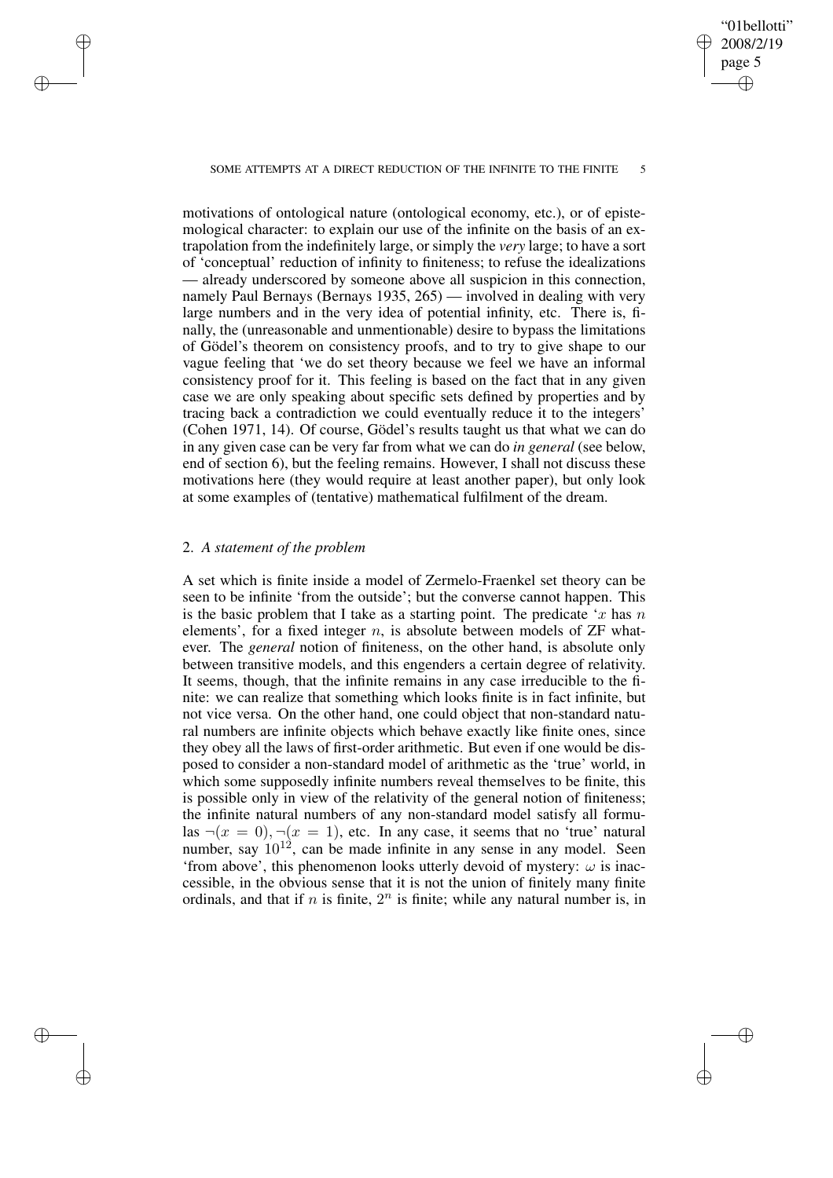motivations of ontological nature (ontological economy, etc.), or of epistemological character: to explain our use of the infinite on the basis of an extrapolation from the indefinitely large, or simply the *very* large; to have a sort of 'conceptual' reduction of infinity to finiteness; to refuse the idealizations — already underscored by someone above all suspicion in this connection, namely Paul Bernays (Bernays 1935, 265) — involved in dealing with very large numbers and in the very idea of potential infinity, etc. There is, finally, the (unreasonable and unmentionable) desire to bypass the limitations of Gödel's theorem on consistency proofs, and to try to give shape to our vague feeling that 'we do set theory because we feel we have an informal consistency proof for it. This feeling is based on the fact that in any given case we are only speaking about specific sets defined by properties and by tracing back a contradiction we could eventually reduce it to the integers' (Cohen 1971, 14). Of course, Gödel's results taught us that what we can do in any given case can be very far from what we can do *in general* (see below, end of section 6), but the feeling remains. However, I shall not discuss these motivations here (they would require at least another paper), but only look at some examples of (tentative) mathematical fulfilment of the dream.

## 2. *A statement of the problem*

A set which is finite inside a model of Zermelo-Fraenkel set theory can be seen to be infinite 'from the outside'; but the converse cannot happen. This is the basic problem that I take as a starting point. The predicate '$x$ has $n$ elements', for a fixed integer $n$, is absolute between models of ZF whatever. The *general* notion of finiteness, on the other hand, is absolute only between transitive models, and this engenders a certain degree of relativity. It seems, though, that the infinite remains in any case irreducible to the finite: we can realize that something which looks finite is in fact infinite, but not vice versa. On the other hand, one could object that non-standard natural numbers are infinite objects which behave exactly like finite ones, since they obey all the laws of first-order arithmetic. But even if one would be disposed to consider a non-standard model of arithmetic as the 'true' world, in which some supposedly infinite numbers reveal themselves to be finite, this is possible only in view of the relativity of the general notion of finiteness; the infinite natural numbers of any non-standard model satisfy all formulas $\neg(x = 0), \neg(x = 1)$, etc. In any case, it seems that no 'true' natural number, say $10^{12}$, can be made infinite in any sense in any model. Seen 'from above', this phenomenon looks utterly devoid of mystery: $\omega$ is inaccessible, in the obvious sense that it is not the union of finitely many finite ordinals, and that if $n$ is finite, $2^n$ is finite; while any natural number is, in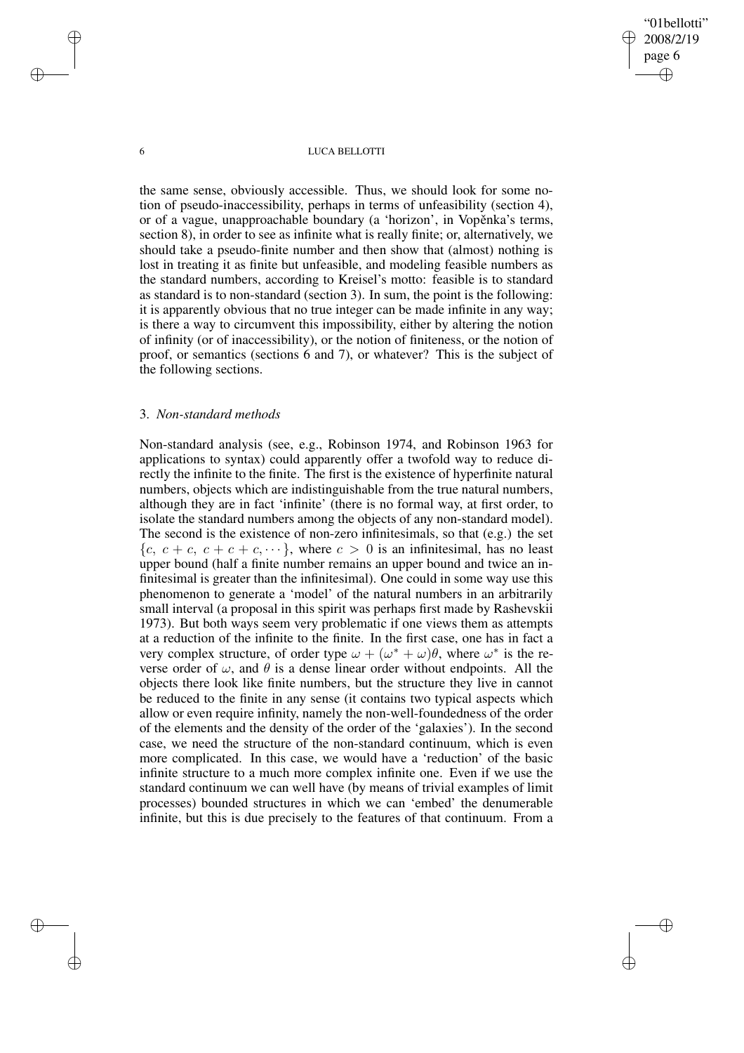the same sense, obviously accessible. Thus, we should look for some notion of pseudo-inaccessibility, perhaps in terms of unfeasibility (section 4), or of a vague, unapproachable boundary (a 'horizon', in Vopěnka's terms, section 8), in order to see as infinite what is really finite; or, alternatively, we should take a pseudo-finite number and then show that (almost) nothing is lost in treating it as finite but unfeasible, and modeling feasible numbers as the standard numbers, according to Kreisel's motto: feasible is to standard as standard is to non-standard (section 3). In sum, the point is the following: it is apparently obvious that no true integer can be made infinite in any way; is there a way to circumvent this impossibility, either by altering the notion of infinity (or of inaccessibility), or the notion of finiteness, or the notion of proof, or semantics (sections 6 and 7), or whatever? This is the subject of the following sections.

## 3. *Non-standard methods*

Non-standard analysis (see, e.g., Robinson 1974, and Robinson 1963 for applications to syntax) could apparently offer a twofold way to reduce directly the infinite to the finite. The first is the existence of hyperfinite natural numbers, objects which are indistinguishable from the true natural numbers, although they are in fact 'infinite' (there is no formal way, at first order, to isolate the standard numbers among the objects of any non-standard model). The second is the existence of non-zero infinitesimals, so that (e.g.) the set $\{c,\ c+c,\ c+c+c, \cdots\}$, where $c > 0$ is an infinitesimal, has no least upper bound (half a finite number remains an upper bound and twice an infinitesimal is greater than the infinitesimal). One could in some way use this phenomenon to generate a 'model' of the natural numbers in an arbitrarily small interval (a proposal in this spirit was perhaps first made by Rashevskii 1973). But both ways seem very problematic if one views them as attempts at a reduction of the infinite to the finite. In the first case, one has in fact a very complex structure, of order type $\omega + (\omega^* + \omega)\theta$, where $\omega^*$ is the reverse order of $\omega$, and $\theta$ is a dense linear order without endpoints. All the objects there look like finite numbers, but the structure they live in cannot be reduced to the finite in any sense (it contains two typical aspects which allow or even require infinity, namely the non-well-foundedness of the order of the elements and the density of the order of the 'galaxies'). In the second case, we need the structure of the non-standard continuum, which is even more complicated. In this case, we would have a 'reduction' of the basic infinite structure to a much more complex infinite one. Even if we use the standard continuum we can well have (by means of trivial examples of limit processes) bounded structures in which we can 'embed' the denumerable infinite, but this is due precisely to the features of that continuum. From a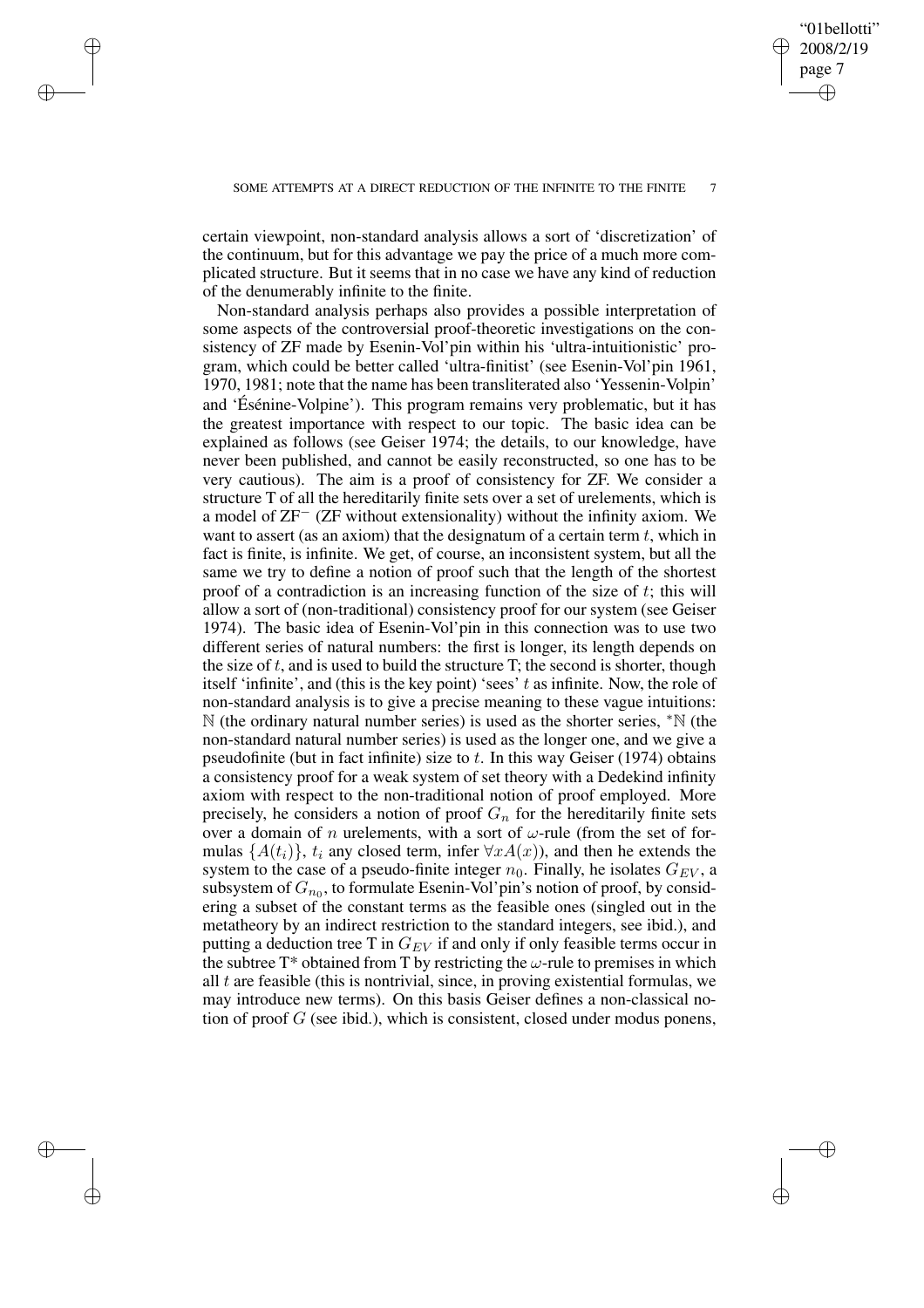certain viewpoint, non-standard analysis allows a sort of 'discretization' of the continuum, but for this advantage we pay the price of a much more complicated structure. But it seems that in no case we have any kind of reduction of the denumerably infinite to the finite.

Non-standard analysis perhaps also provides a possible interpretation of some aspects of the controversial proof-theoretic investigations on the consistency of ZF made by Esenin-Vol'pin within his 'ultra-intuitionistic' program, which could be better called 'ultra-finitist' (see Esenin-Vol'pin 1961, 1970, 1981; note that the name has been transliterated also 'Yessenin-Volpin' and 'Ésénine-Volpine'). This program remains very problematic, but it has the greatest importance with respect to our topic. The basic idea can be explained as follows (see Geiser 1974; the details, to our knowledge, have never been published, and cannot be easily reconstructed, so one has to be very cautious). The aim is a proof of consistency for ZF. We consider a structure T of all the hereditarily finite sets over a set of urelements, which is a model of $ZF^-$ (ZF without extensionality) without the infinity axiom. We want to assert (as an axiom) that the designatum of a certain term $t$, which in fact is finite, is infinite. We get, of course, an inconsistent system, but all the same we try to define a notion of proof such that the length of the shortest proof of a contradiction is an increasing function of the size of $t$; this will allow a sort of (non-traditional) consistency proof for our system (see Geiser 1974). The basic idea of Esenin-Vol'pin in this connection was to use two different series of natural numbers: the first is longer, its length depends on the size of $t$, and is used to build the structure T; the second is shorter, though itself 'infinite', and (this is the key point) 'sees' $t$ as infinite. Now, the role of non-standard analysis is to give a precise meaning to these vague intuitions: $\mathbb{N}$ (the ordinary natural number series) is used as the shorter series, ${}^*\mathbb{N}$ (the non-standard natural number series) is used as the longer one, and we give a pseudofinite (but in fact infinite) size to $t$. In this way Geiser (1974) obtains a consistency proof for a weak system of set theory with a Dedekind infinity axiom with respect to the non-traditional notion of proof employed. More precisely, he considers a notion of proof $G_n$ for the hereditarily finite sets over a domain of $n$ urelements, with a sort of $\omega$-rule (from the set of formulas $\{A(t_i)\}$, $t_i$ any closed term, infer $\forall x A(x)$), and then he extends the system to the case of a pseudo-finite integer $n_0$. Finally, he isolates $G_{EV}$, a subsystem of $G_{n_0}$, to formulate Esenin-Vol'pin's notion of proof, by considering a subset of the constant terms as the feasible ones (singled out in the metatheory by an indirect restriction to the standard integers, see ibid.), and putting a deduction tree T in $G_{EV}$ if and only if only feasible terms occur in the subtree T* obtained from T by restricting the $\omega$-rule to premises in which all $t$ are feasible (this is nontrivial, since, in proving existential formulas, we may introduce new terms). On this basis Geiser defines a non-classical notion of proof $G$ (see ibid.), which is consistent, closed under modus ponens,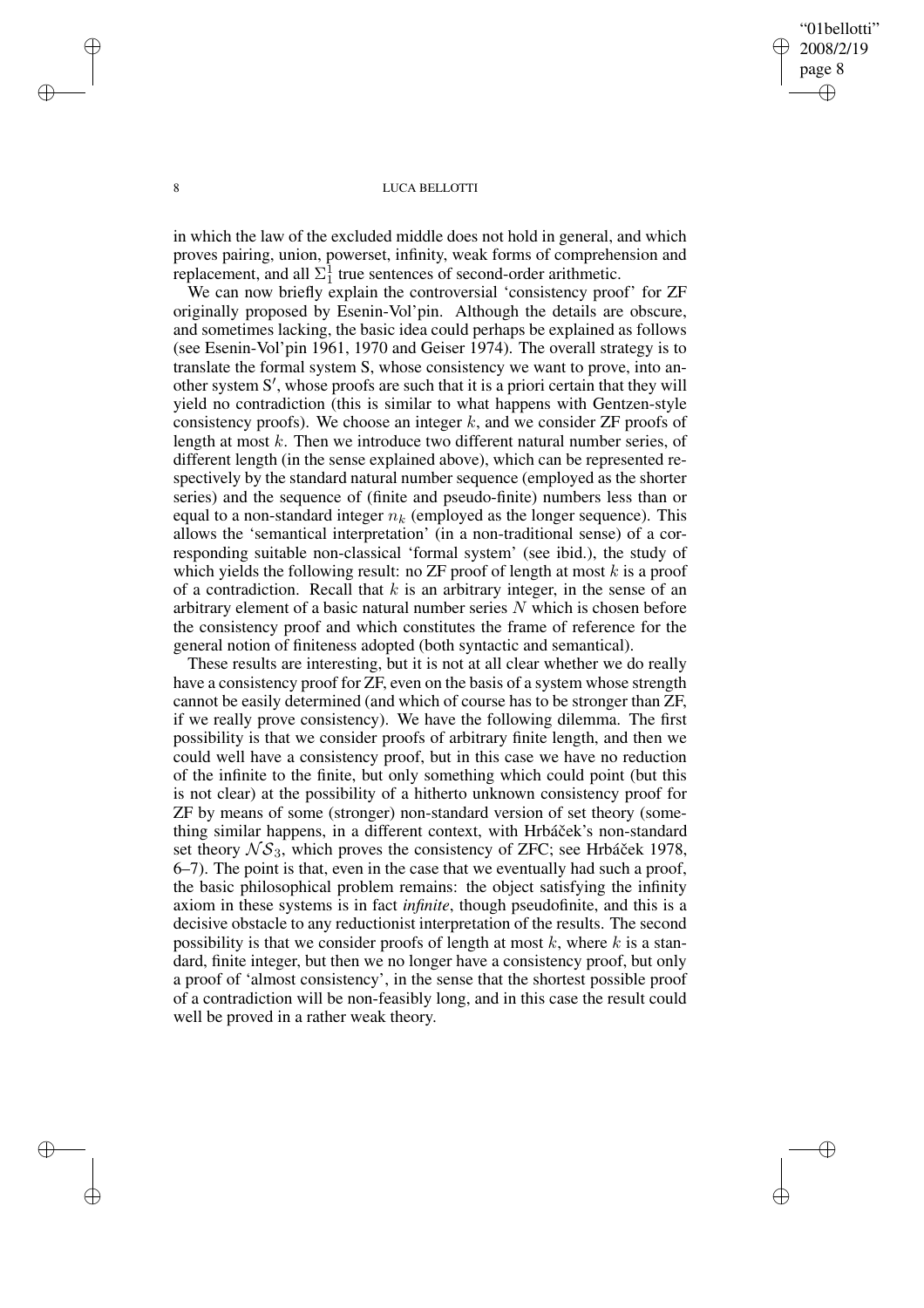in which the law of the excluded middle does not hold in general, and which proves pairing, union, powerset, infinity, weak forms of comprehension and replacement, and all $\Sigma^1_1$ true sentences of second-order arithmetic.

We can now briefly explain the controversial 'consistency proof' for ZF originally proposed by Esenin-Vol'pin. Although the details are obscure, and sometimes lacking, the basic idea could perhaps be explained as follows (see Esenin-Vol'pin 1961, 1970 and Geiser 1974). The overall strategy is to translate the formal system S, whose consistency we want to prove, into another system S′, whose proofs are such that it is a priori certain that they will yield no contradiction (this is similar to what happens with Gentzen-style consistency proofs). We choose an integer $k$, and we consider ZF proofs of length at most $k$. Then we introduce two different natural number series, of different length (in the sense explained above), which can be represented respectively by the standard natural number sequence (employed as the shorter series) and the sequence of (finite and pseudo-finite) numbers less than or equal to a non-standard integer $n_k$ (employed as the longer sequence). This allows the 'semantical interpretation' (in a non-traditional sense) of a corresponding suitable non-classical 'formal system' (see ibid.), the study of which yields the following result: no ZF proof of length at most $k$ is a proof of a contradiction. Recall that $k$ is an arbitrary integer, in the sense of an arbitrary element of a basic natural number series $N$ which is chosen before the consistency proof and which constitutes the frame of reference for the general notion of finiteness adopted (both syntactic and semantical).

These results are interesting, but it is not at all clear whether we do really have a consistency proof for ZF, even on the basis of a system whose strength cannot be easily determined (and which of course has to be stronger than ZF, if we really prove consistency). We have the following dilemma. The first possibility is that we consider proofs of arbitrary finite length, and then we could well have a consistency proof, but in this case we have no reduction of the infinite to the finite, but only something which could point (but this is not clear) at the possibility of a hitherto unknown consistency proof for ZF by means of some (stronger) non-standard version of set theory (something similar happens, in a different context, with Hrbáček's non-standard set theory $\mathcal{NS}_3$, which proves the consistency of ZFC; see Hrbáček 1978, 6–7). The point is that, even in the case that we eventually had such a proof, the basic philosophical problem remains: the object satisfying the infinity axiom in these systems is in fact *infinite*, though pseudofinite, and this is a decisive obstacle to any reductionist interpretation of the results. The second possibility is that we consider proofs of length at most $k$, where $k$ is a standard, finite integer, but then we no longer have a consistency proof, but only a proof of 'almost consistency', in the sense that the shortest possible proof of a contradiction will be non-feasibly long, and in this case the result could well be proved in a rather weak theory.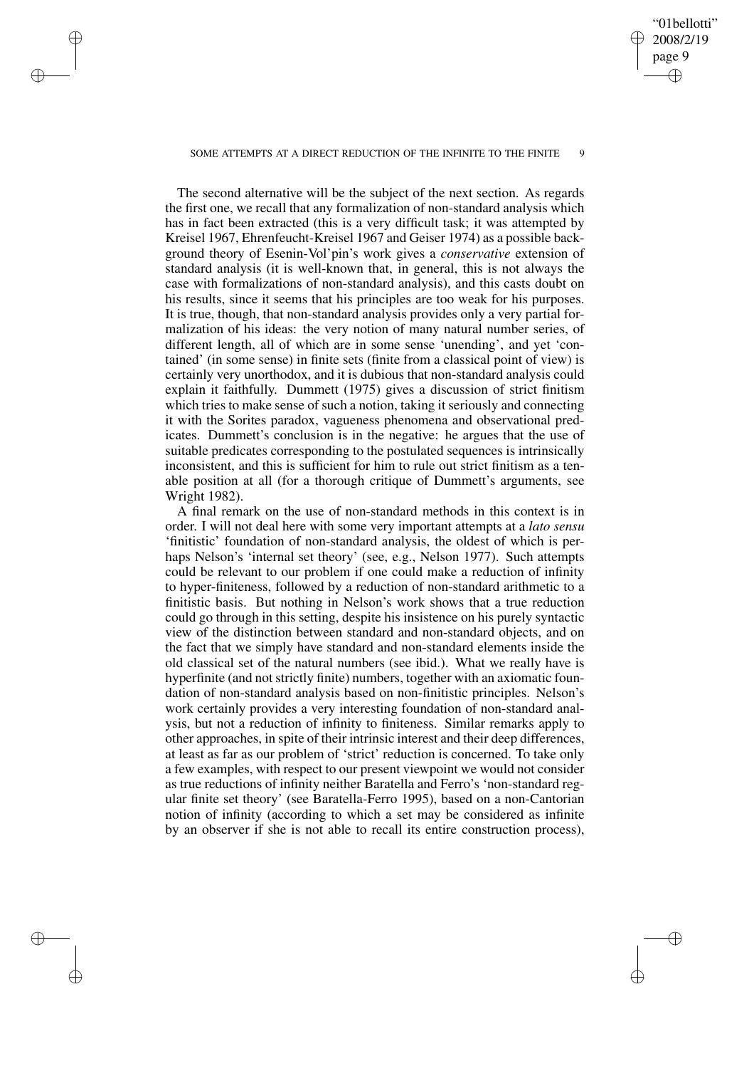The second alternative will be the subject of the next section. As regards the first one, we recall that any formalization of non-standard analysis which has in fact been extracted (this is a very difficult task; it was attempted by Kreisel 1967, Ehrenfeucht-Kreisel 1967 and Geiser 1974) as a possible background theory of Esenin-Vol'pin's work gives a *conservative* extension of standard analysis (it is well-known that, in general, this is not always the case with formalizations of non-standard analysis), and this casts doubt on his results, since it seems that his principles are too weak for his purposes. It is true, though, that non-standard analysis provides only a very partial formalization of his ideas: the very notion of many natural number series, of different length, all of which are in some sense 'unending', and yet 'contained' (in some sense) in finite sets (finite from a classical point of view) is certainly very unorthodox, and it is dubious that non-standard analysis could explain it faithfully. Dummett (1975) gives a discussion of strict finitism which tries to make sense of such a notion, taking it seriously and connecting it with the Sorites paradox, vagueness phenomena and observational predicates. Dummett's conclusion is in the negative: he argues that the use of suitable predicates corresponding to the postulated sequences is intrinsically inconsistent, and this is sufficient for him to rule out strict finitism as a tenable position at all (for a thorough critique of Dummett's arguments, see Wright 1982).

A final remark on the use of non-standard methods in this context is in order. I will not deal here with some very important attempts at a *lato sensu* 'finitistic' foundation of non-standard analysis, the oldest of which is perhaps Nelson's 'internal set theory' (see, e.g., Nelson 1977). Such attempts could be relevant to our problem if one could make a reduction of infinity to hyper-finiteness, followed by a reduction of non-standard arithmetic to a finitistic basis. But nothing in Nelson's work shows that a true reduction could go through in this setting, despite his insistence on his purely syntactic view of the distinction between standard and non-standard objects, and on the fact that we simply have standard and non-standard elements inside the old classical set of the natural numbers (see ibid.). What we really have is hyperfinite (and not strictly finite) numbers, together with an axiomatic foundation of non-standard analysis based on non-finitistic principles. Nelson's work certainly provides a very interesting foundation of non-standard analysis, but not a reduction of infinity to finiteness. Similar remarks apply to other approaches, in spite of their intrinsic interest and their deep differences, at least as far as our problem of 'strict' reduction is concerned. To take only a few examples, with respect to our present viewpoint we would not consider as true reductions of infinity neither Baratella and Ferro's 'non-standard regular finite set theory' (see Baratella-Ferro 1995), based on a non-Cantorian notion of infinity (according to which a set may be considered as infinite by an observer if she is not able to recall its entire construction process),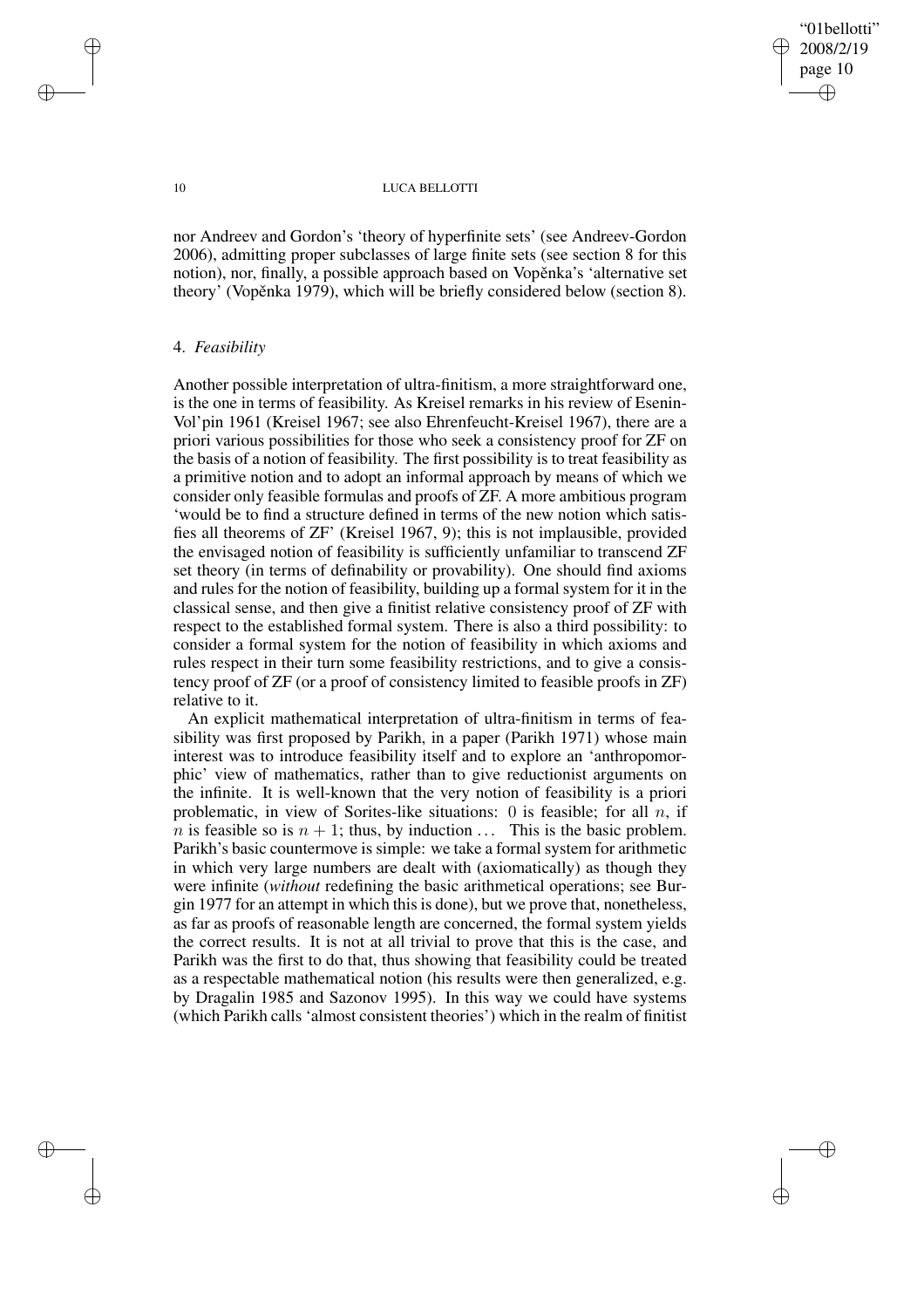nor Andreev and Gordon's 'theory of hyperfinite sets' (see Andreev-Gordon 2006), admitting proper subclasses of large finite sets (see section 8 for this notion), nor, finally, a possible approach based on Vopěnka's 'alternative set theory' (Vopěnka 1979), which will be briefly considered below (section 8).

## 4. *Feasibility*

Another possible interpretation of ultra-finitism, a more straightforward one, is the one in terms of feasibility. As Kreisel remarks in his review of Esenin-Vol'pin 1961 (Kreisel 1967; see also Ehrenfeucht-Kreisel 1967), there are a priori various possibilities for those who seek a consistency proof for ZF on the basis of a notion of feasibility. The first possibility is to treat feasibility as a primitive notion and to adopt an informal approach by means of which we consider only feasible formulas and proofs of ZF. A more ambitious program 'would be to find a structure defined in terms of the new notion which satisfies all theorems of ZF' (Kreisel 1967, 9); this is not implausible, provided the envisaged notion of feasibility is sufficiently unfamiliar to transcend ZF set theory (in terms of definability or provability). One should find axioms and rules for the notion of feasibility, building up a formal system for it in the classical sense, and then give a finitist relative consistency proof of ZF with respect to the established formal system. There is also a third possibility: to consider a formal system for the notion of feasibility in which axioms and rules respect in their turn some feasibility restrictions, and to give a consistency proof of ZF (or a proof of consistency limited to feasible proofs in ZF) relative to it.

An explicit mathematical interpretation of ultra-finitism in terms of feasibility was first proposed by Parikh, in a paper (Parikh 1971) whose main interest was to introduce feasibility itself and to explore an 'anthropomorphic' view of mathematics, rather than to give reductionist arguments on the infinite. It is well-known that the very notion of feasibility is a priori problematic, in view of Sorites-like situations: 0 is feasible; for all $n$, if $n$ is feasible so is $n + 1$; thus, by induction ... This is the basic problem. Parikh's basic countermove is simple: we take a formal system for arithmetic in which very large numbers are dealt with (axiomatically) as though they were infinite (*without* redefining the basic arithmetical operations; see Burgin 1977 for an attempt in which this is done), but we prove that, nonetheless, as far as proofs of reasonable length are concerned, the formal system yields the correct results. It is not at all trivial to prove that this is the case, and Parikh was the first to do that, thus showing that feasibility could be treated as a respectable mathematical notion (his results were then generalized, e.g. by Dragalin 1985 and Sazonov 1995). In this way we could have systems (which Parikh calls 'almost consistent theories') which in the realm of finitist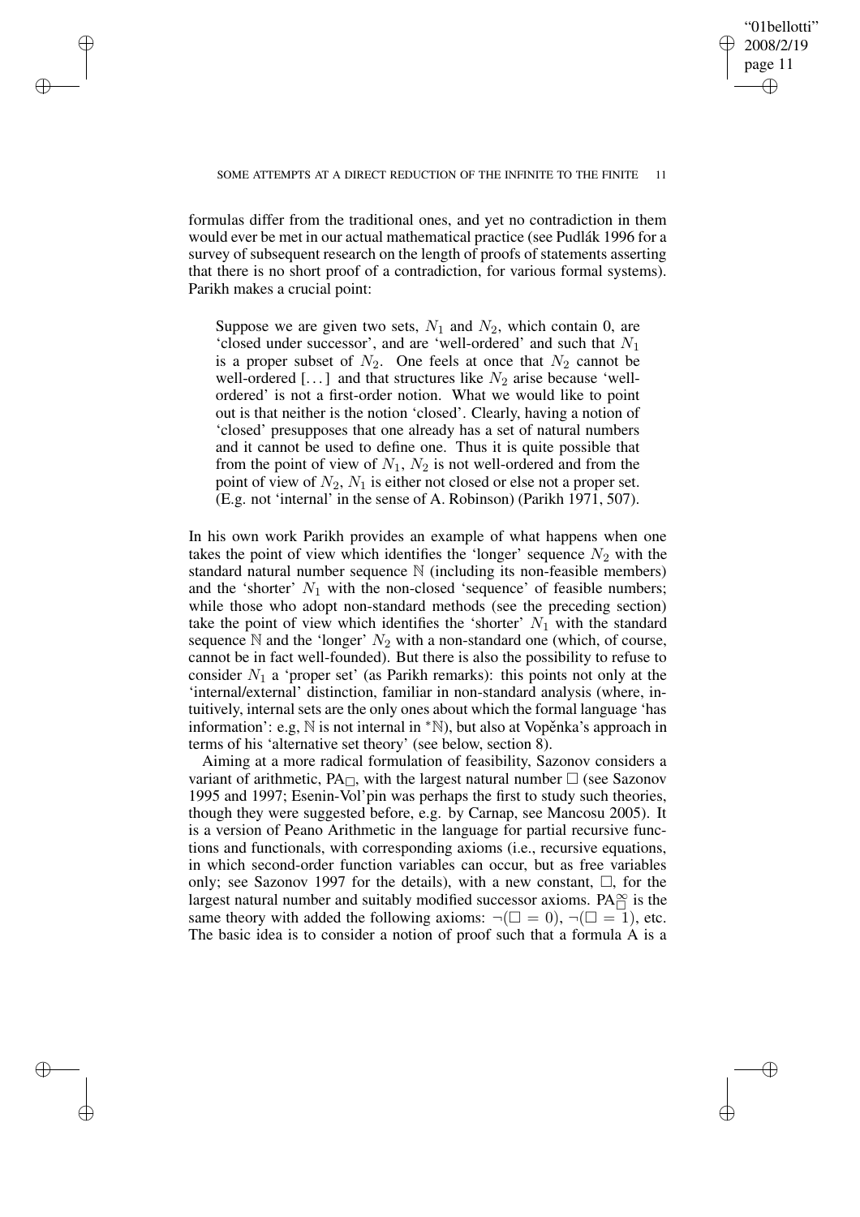formulas differ from the traditional ones, and yet no contradiction in them would ever be met in our actual mathematical practice (see Pudlák 1996 for a survey of subsequent research on the length of proofs of statements asserting that there is no short proof of a contradiction, for various formal systems). Parikh makes a crucial point:

> Suppose we are given two sets, $N_1$ and $N_2$, which contain 0, are 'closed under successor', and are 'well-ordered' and such that $N_1$ is a proper subset of $N_2$. One feels at once that $N_2$ cannot be well-ordered [...] and that structures like $N_2$ arise because 'well-ordered' is not a first-order notion. What we would like to point out is that neither is the notion 'closed'. Clearly, having a notion of 'closed' presupposes that one already has a set of natural numbers and it cannot be used to define one. Thus it is quite possible that from the point of view of $N_1$, $N_2$ is not well-ordered and from the point of view of $N_2$, $N_1$ is either not closed or else not a proper set. (E.g. not 'internal' in the sense of A. Robinson) (Parikh 1971, 507).

In his own work Parikh provides an example of what happens when one takes the point of view which identifies the 'longer' sequence $N_2$ with the standard natural number sequence $\mathbb{N}$ (including its non-feasible members) and the 'shorter' $N_1$ with the non-closed 'sequence' of feasible numbers; while those who adopt non-standard methods (see the preceding section) take the point of view which identifies the 'shorter' $N_1$ with the standard sequence $\mathbb{N}$ and the 'longer' $N_2$ with a non-standard one (which, of course, cannot be in fact well-founded). But there is also the possibility to refuse to consider $N_1$ a 'proper set' (as Parikh remarks): this points not only at the 'internal/external' distinction, familiar in non-standard analysis (where, intuitively, internal sets are the only ones about which the formal language 'has information': e.g, $\mathbb{N}$ is not internal in ${}^*\mathbb{N}$), but also at Vopěnka's approach in terms of his 'alternative set theory' (see below, section 8).

Aiming at a more radical formulation of feasibility, Sazonov considers a variant of arithmetic, $\mathrm{PA}_\Box$, with the largest natural number $\Box$ (see Sazonov 1995 and 1997; Esenin-Vol'pin was perhaps the first to study such theories, though they were suggested before, e.g. by Carnap, see Mancosu 2005). It is a version of Peano Arithmetic in the language for partial recursive functions and functionals, with corresponding axioms (i.e., recursive equations, in which second-order function variables can occur, but as free variables only; see Sazonov 1997 for the details), with a new constant, $\Box$, for the largest natural number and suitably modified successor axioms. $\mathrm{PA}_\Box^\infty$ is the same theory with added the following axioms: $\neg(\Box = 0)$, $\neg(\Box = 1)$, etc. The basic idea is to consider a notion of proof such that a formula A is a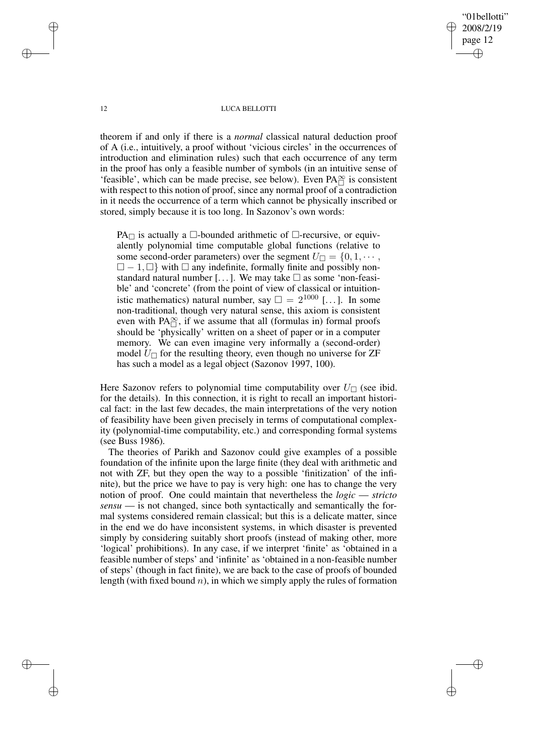theorem if and only if there is a *normal* classical natural deduction proof of A (i.e., intuitively, a proof without 'vicious circles' in the occurrences of introduction and elimination rules) such that each occurrence of any term in the proof has only a feasible number of symbols (in an intuitive sense of 'feasible', which can be made precise, see below). Even $PA_{\square}^{\simeq}$ is consistent with respect to this notion of proof, since any normal proof of a contradiction in it needs the occurrence of a term which cannot be physically inscribed or stored, simply because it is too long. In Sazonov's own words:

> $PA_{\square}$ is actually a $\square$-bounded arithmetic of $\square$-recursive, or equivalently polynomial time computable global functions (relative to some second-order parameters) over the segment $U_{\square} = \{0, 1, \cdots, \square - 1, \square\}$ with $\square$ any indefinite, formally finite and possibly nonstandard natural number [...]. We may take $\square$ as some 'non-feasible' and 'concrete' (from the point of view of classical or intuitionistic mathematics) natural number, say $\square = 2^{1000}$ [...]. In some non-traditional, though very natural sense, this axiom is consistent even with $PA_{\square}^{\simeq}$, if we assume that all (formulas in) formal proofs should be 'physically' written on a sheet of paper or in a computer memory. We can even imagine very informally a (second-order) model $U_{\square}$ for the resulting theory, even though no universe for ZF has such a model as a legal object (Sazonov 1997, 100).

Here Sazonov refers to polynomial time computability over $U_{\square}$ (see ibid. for the details). In this connection, it is right to recall an important historical fact: in the last few decades, the main interpretations of the very notion of feasibility have been given precisely in terms of computational complexity (polynomial-time computability, etc.) and corresponding formal systems (see Buss 1986).

The theories of Parikh and Sazonov could give examples of a possible foundation of the infinite upon the large finite (they deal with arithmetic and not with ZF, but they open the way to a possible 'finitization' of the infinite), but the price we have to pay is very high: one has to change the very notion of proof. One could maintain that nevertheless the *logic* — *stricto sensu* — is not changed, since both syntactically and semantically the formal systems considered remain classical; but this is a delicate matter, since in the end we do have inconsistent systems, in which disaster is prevented simply by considering suitably short proofs (instead of making other, more 'logical' prohibitions). In any case, if we interpret 'finite' as 'obtained in a feasible number of steps' and 'infinite' as 'obtained in a non-feasible number of steps' (though in fact finite), we are back to the case of proofs of bounded length (with fixed bound $n$), in which we simply apply the rules of formation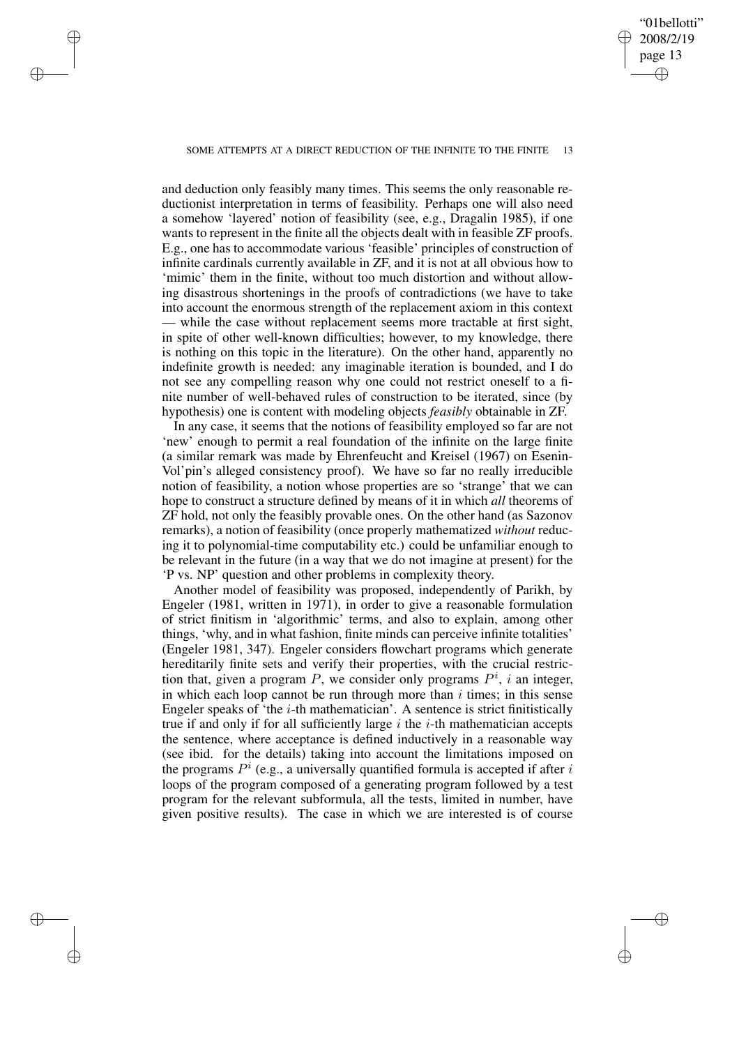and deduction only feasibly many times. This seems the only reasonable reductionist interpretation in terms of feasibility. Perhaps one will also need a somehow 'layered' notion of feasibility (see, e.g., Dragalin 1985), if one wants to represent in the finite all the objects dealt with in feasible ZF proofs. E.g., one has to accommodate various 'feasible' principles of construction of infinite cardinals currently available in ZF, and it is not at all obvious how to 'mimic' them in the finite, without too much distortion and without allowing disastrous shortenings in the proofs of contradictions (we have to take into account the enormous strength of the replacement axiom in this context — while the case without replacement seems more tractable at first sight, in spite of other well-known difficulties; however, to my knowledge, there is nothing on this topic in the literature). On the other hand, apparently no indefinite growth is needed: any imaginable iteration is bounded, and I do not see any compelling reason why one could not restrict oneself to a finite number of well-behaved rules of construction to be iterated, since (by hypothesis) one is content with modeling objects *feasibly* obtainable in ZF.

In any case, it seems that the notions of feasibility employed so far are not 'new' enough to permit a real foundation of the infinite on the large finite (a similar remark was made by Ehrenfeucht and Kreisel (1967) on Esenin-Vol'pin's alleged consistency proof). We have so far no really irreducible notion of feasibility, a notion whose properties are so 'strange' that we can hope to construct a structure defined by means of it in which *all* theorems of ZF hold, not only the feasibly provable ones. On the other hand (as Sazonov remarks), a notion of feasibility (once properly mathematized *without* reducing it to polynomial-time computability etc.) could be unfamiliar enough to be relevant in the future (in a way that we do not imagine at present) for the 'P vs. NP' question and other problems in complexity theory.

Another model of feasibility was proposed, independently of Parikh, by Engeler (1981, written in 1971), in order to give a reasonable formulation of strict finitism in 'algorithmic' terms, and also to explain, among other things, 'why, and in what fashion, finite minds can perceive infinite totalities' (Engeler 1981, 347). Engeler considers flowchart programs which generate hereditarily finite sets and verify their properties, with the crucial restriction that, given a program $P$, we consider only programs $P^i$, $i$ an integer, in which each loop cannot be run through more than $i$ times; in this sense Engeler speaks of 'the $i$-th mathematician'. A sentence is strict finitistically true if and only if for all sufficiently large $i$ the $i$-th mathematician accepts the sentence, where acceptance is defined inductively in a reasonable way (see ibid. for the details) taking into account the limitations imposed on the programs $P^i$ (e.g., a universally quantified formula is accepted if after $i$ loops of the program composed of a generating program followed by a test program for the relevant subformula, all the tests, limited in number, have given positive results). The case in which we are interested is of course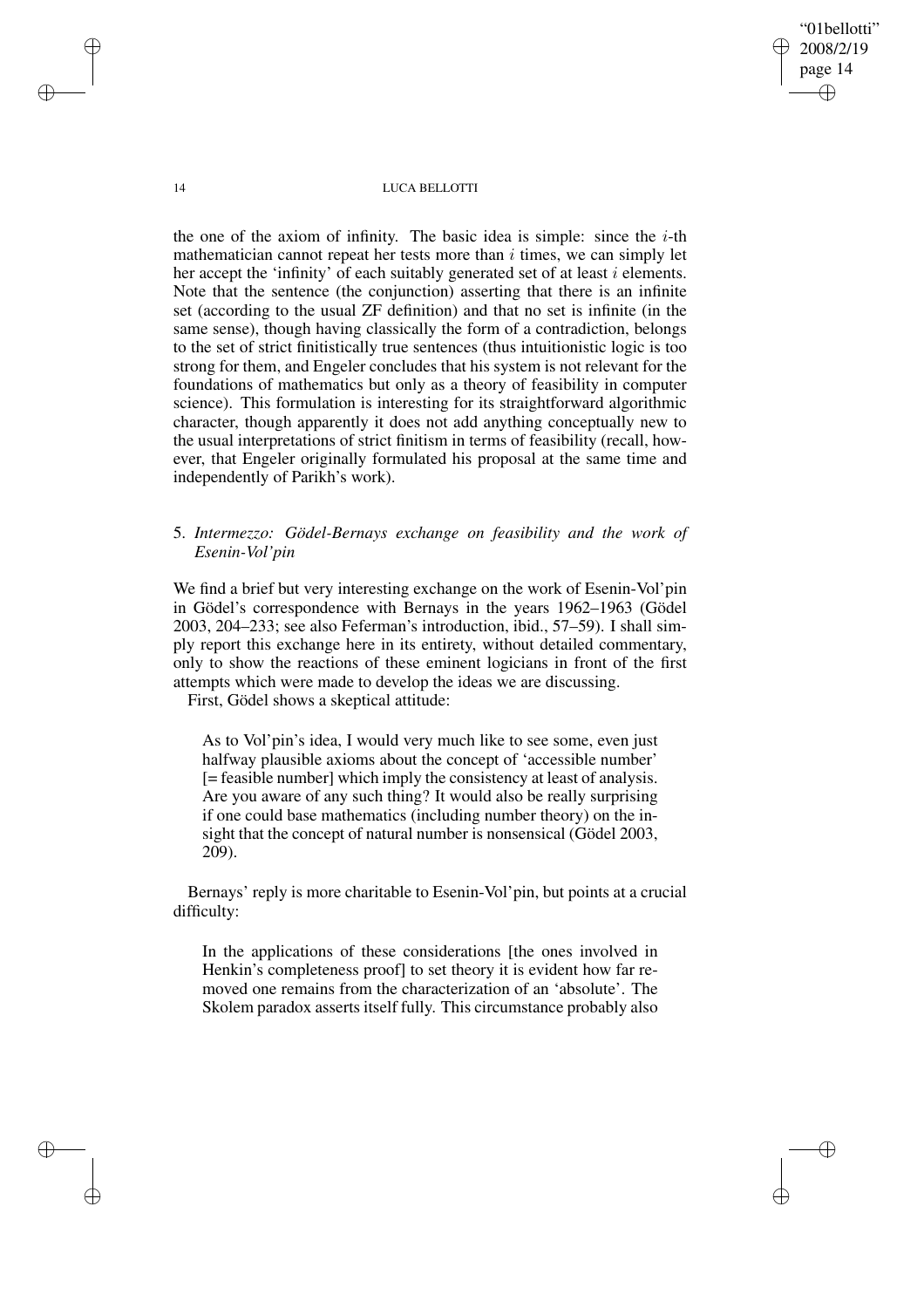the one of the axiom of infinity. The basic idea is simple: since the $i$-th mathematician cannot repeat her tests more than $i$ times, we can simply let her accept the 'infinity' of each suitably generated set of at least $i$ elements. Note that the sentence (the conjunction) asserting that there is an infinite set (according to the usual ZF definition) and that no set is infinite (in the same sense), though having classically the form of a contradiction, belongs to the set of strict finitistically true sentences (thus intuitionistic logic is too strong for them, and Engeler concludes that his system is not relevant for the foundations of mathematics but only as a theory of feasibility in computer science). This formulation is interesting for its straightforward algorithmic character, though apparently it does not add anything conceptually new to the usual interpretations of strict finitism in terms of feasibility (recall, however, that Engeler originally formulated his proposal at the same time and independently of Parikh's work).

## 5. *Intermezzo: Gödel-Bernays exchange on feasibility and the work of Esenin-Vol'pin*

We find a brief but very interesting exchange on the work of Esenin-Vol'pin in Gödel's correspondence with Bernays in the years 1962–1963 (Gödel 2003, 204–233; see also Feferman's introduction, ibid., 57–59). I shall simply report this exchange here in its entirety, without detailed commentary, only to show the reactions of these eminent logicians in front of the first attempts which were made to develop the ideas we are discussing.

First, Gödel shows a skeptical attitude:

> As to Vol'pin's idea, I would very much like to see some, even just halfway plausible axioms about the concept of 'accessible number' [= feasible number] which imply the consistency at least of analysis. Are you aware of any such thing? It would also be really surprising if one could base mathematics (including number theory) on the insight that the concept of natural number is nonsensical (Gödel 2003, 209).

Bernays' reply is more charitable to Esenin-Vol'pin, but points at a crucial difficulty:

> In the applications of these considerations [the ones involved in Henkin's completeness proof] to set theory it is evident how far removed one remains from the characterization of an 'absolute'. The Skolem paradox asserts itself fully. This circumstance probably also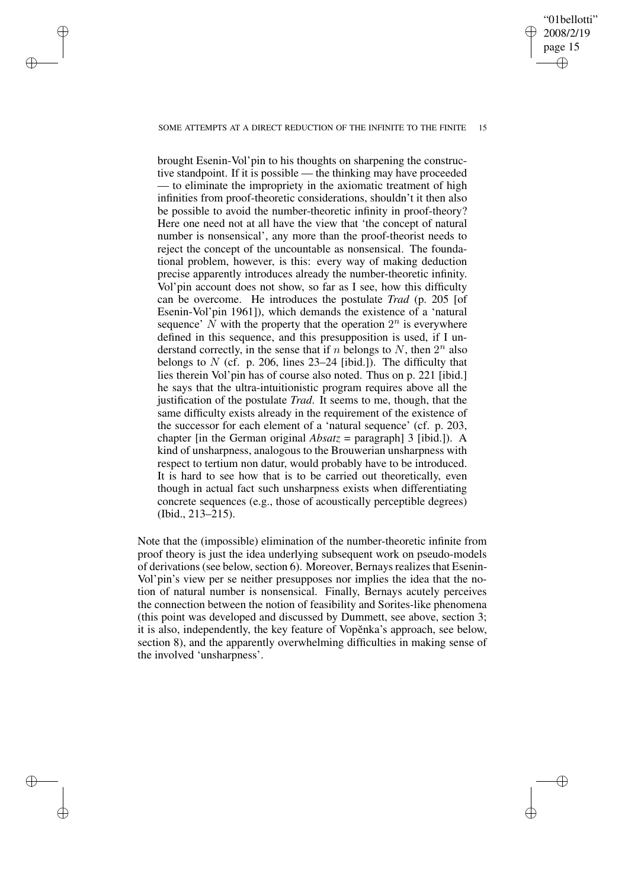> brought Esenin-Vol'pin to his thoughts on sharpening the constructive standpoint. If it is possible — the thinking may have proceeded — to eliminate the impropriety in the axiomatic treatment of high infinities from proof-theoretic considerations, shouldn't it then also be possible to avoid the number-theoretic infinity in proof-theory? Here one need not at all have the view that 'the concept of natural number is nonsensical', any more than the proof-theorist needs to reject the concept of the uncountable as nonsensical. The foundational problem, however, is this: every way of making deduction precise apparently introduces already the number-theoretic infinity. Vol'pin account does not show, so far as I see, how this difficulty can be overcome. He introduces the postulate *Trad* (p. 205 [of Esenin-Vol'pin 1961]), which demands the existence of a 'natural sequence' $N$ with the property that the operation $2^n$ is everywhere defined in this sequence, and this presupposition is used, if I understand correctly, in the sense that if $n$ belongs to $N$, then $2^n$ also belongs to $N$ (cf. p. 206, lines 23–24 [ibid.]). The difficulty that lies therein Vol'pin has of course also noted. Thus on p. 221 [ibid.] he says that the ultra-intuitionistic program requires above all the justification of the postulate *Trad*. It seems to me, though, that the same difficulty exists already in the requirement of the existence of the successor for each element of a 'natural sequence' (cf. p. 203, chapter [in the German original *Absatz* = paragraph] 3 [ibid.]). A kind of unsharpness, analogous to the Brouwerian unsharpness with respect to tertium non datur, would probably have to be introduced. It is hard to see how that is to be carried out theoretically, even though in actual fact such unsharpness exists when differentiating concrete sequences (e.g., those of acoustically perceptible degrees) (Ibid., 213–215).

Note that the (impossible) elimination of the number-theoretic infinite from proof theory is just the idea underlying subsequent work on pseudo-models of derivations (see below, section 6). Moreover, Bernays realizes that Esenin-Vol'pin's view per se neither presupposes nor implies the idea that the notion of natural number is nonsensical. Finally, Bernays acutely perceives the connection between the notion of feasibility and Sorites-like phenomena (this point was developed and discussed by Dummett, see above, section 3; it is also, independently, the key feature of Vopěnka's approach, see below, section 8), and the apparently overwhelming difficulties in making sense of the involved 'unsharpness'.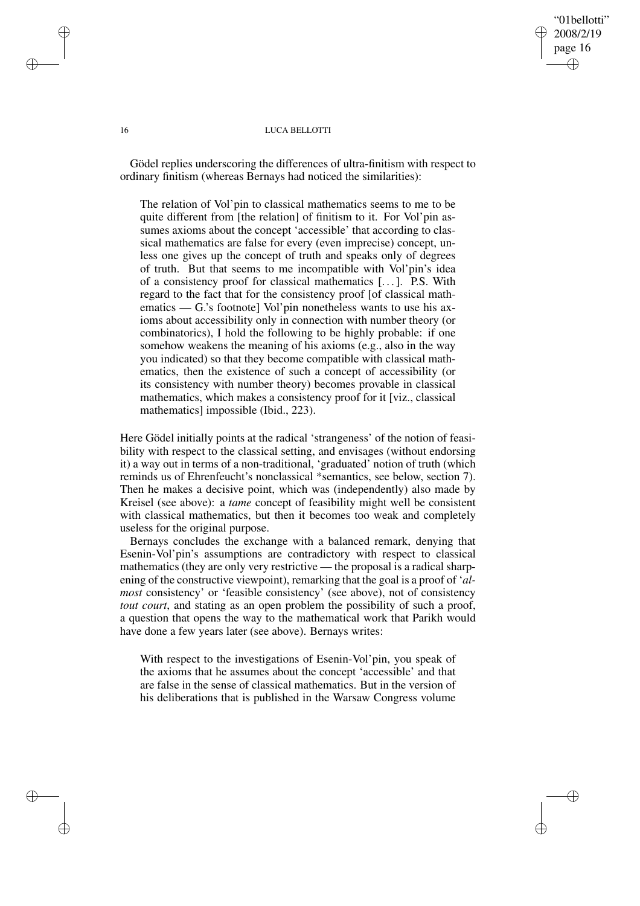Gödel replies underscoring the differences of ultra-finitism with respect to ordinary finitism (whereas Bernays had noticed the similarities):

> The relation of Vol'pin to classical mathematics seems to me to be quite different from [the relation] of finitism to it. For Vol'pin assumes axioms about the concept 'accessible' that according to classical mathematics are false for every (even imprecise) concept, unless one gives up the concept of truth and speaks only of degrees of truth. But that seems to me incompatible with Vol'pin's idea of a consistency proof for classical mathematics [...]. P.S. With regard to the fact that for the consistency proof [of classical mathematics — G.'s footnote] Vol'pin nonetheless wants to use his axioms about accessibility only in connection with number theory (or combinatorics), I hold the following to be highly probable: if one somehow weakens the meaning of his axioms (e.g., also in the way you indicated) so that they become compatible with classical mathematics, then the existence of such a concept of accessibility (or its consistency with number theory) becomes provable in classical mathematics, which makes a consistency proof for it [viz., classical mathematics] impossible (Ibid., 223).

Here Gödel initially points at the radical 'strangeness' of the notion of feasibility with respect to the classical setting, and envisages (without endorsing it) a way out in terms of a non-traditional, 'graduated' notion of truth (which reminds us of Ehrenfeucht's nonclassical *semantics, see below, section 7). Then he makes a decisive point, which was (independently) also made by Kreisel (see above): a *tame* concept of feasibility might well be consistent with classical mathematics, but then it becomes too weak and completely useless for the original purpose.

Bernays concludes the exchange with a balanced remark, denying that Esenin-Vol'pin's assumptions are contradictory with respect to classical mathematics (they are only very restrictive — the proposal is a radical sharpening of the constructive viewpoint), remarking that the goal is a proof of '*almost* consistency' or 'feasible consistency' (see above), not of consistency *tout court*, and stating as an open problem the possibility of such a proof, a question that opens the way to the mathematical work that Parikh would have done a few years later (see above). Bernays writes:

> With respect to the investigations of Esenin-Vol'pin, you speak of the axioms that he assumes about the concept 'accessible' and that are false in the sense of classical mathematics. But in the version of his deliberations that is published in the Warsaw Congress volume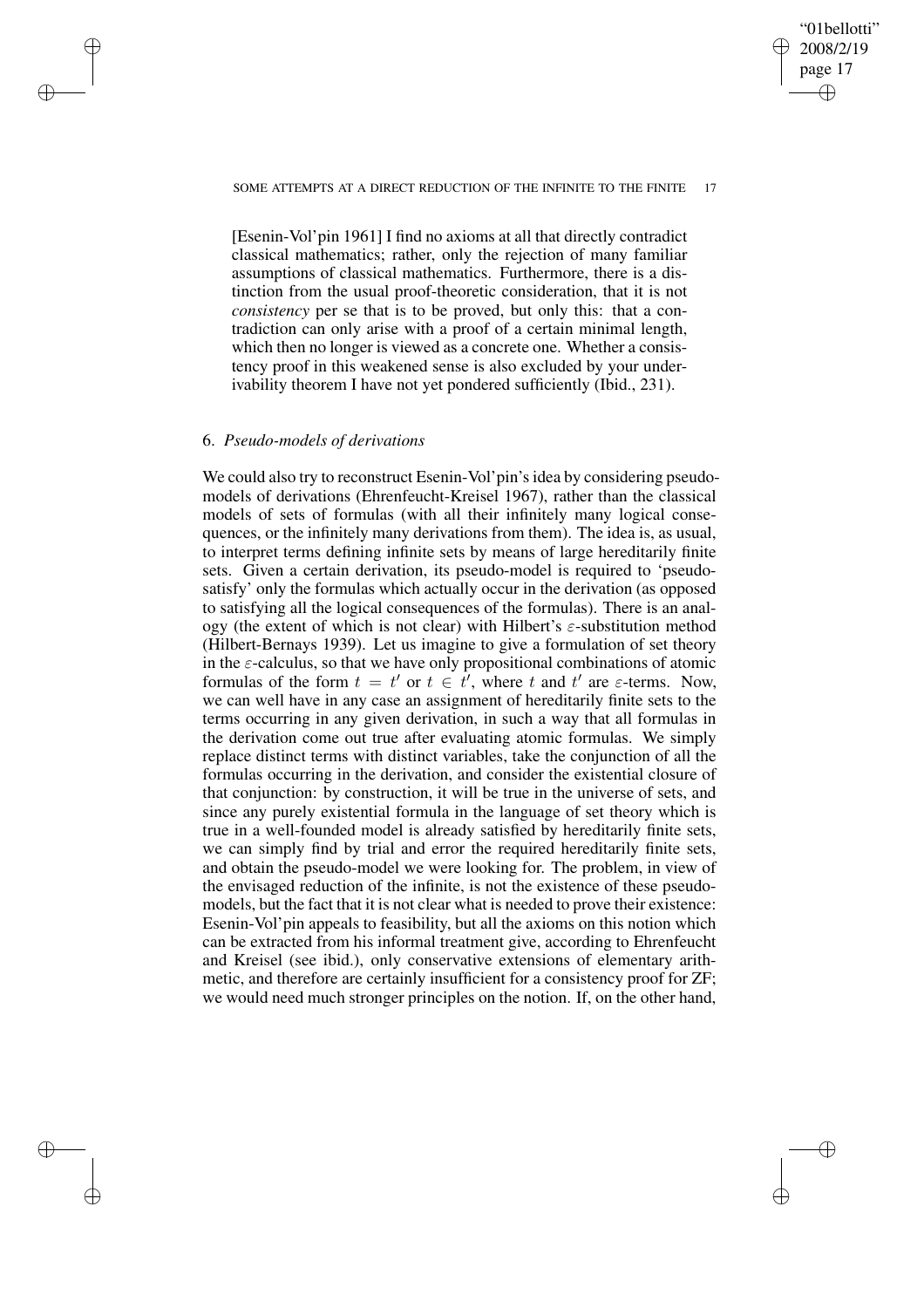[Esenin-Vol'pin 1961] I find no axioms at all that directly contradict classical mathematics; rather, only the rejection of many familiar assumptions of classical mathematics. Furthermore, there is a distinction from the usual proof-theoretic consideration, that it is not *consistency* per se that is to be proved, but only this: that a contradiction can only arise with a proof of a certain minimal length, which then no longer is viewed as a concrete one. Whether a consistency proof in this weakened sense is also excluded by your underivability theorem I have not yet pondered sufficiently (Ibid., 231).

## 6. *Pseudo-models of derivations*

We could also try to reconstruct Esenin-Vol'pin's idea by considering pseudo-models of derivations (Ehrenfeucht-Kreisel 1967), rather than the classical models of sets of formulas (with all their infinitely many logical consequences, or the infinitely many derivations from them). The idea is, as usual, to interpret terms defining infinite sets by means of large hereditarily finite sets. Given a certain derivation, its pseudo-model is required to 'pseudo-satisfy' only the formulas which actually occur in the derivation (as opposed to satisfying all the logical consequences of the formulas). There is an analogy (the extent of which is not clear) with Hilbert's $\varepsilon$-substitution method (Hilbert-Bernays 1939). Let us imagine to give a formulation of set theory in the $\varepsilon$-calculus, so that we have only propositional combinations of atomic formulas of the form $t = t'$ or $t \in t'$, where $t$ and $t'$ are $\varepsilon$-terms. Now, we can well have in any case an assignment of hereditarily finite sets to the terms occurring in any given derivation, in such a way that all formulas in the derivation come out true after evaluating atomic formulas. We simply replace distinct terms with distinct variables, take the conjunction of all the formulas occurring in the derivation, and consider the existential closure of that conjunction: by construction, it will be true in the universe of sets, and since any purely existential formula in the language of set theory which is true in a well-founded model is already satisfied by hereditarily finite sets, we can simply find by trial and error the required hereditarily finite sets, and obtain the pseudo-model we were looking for. The problem, in view of the envisaged reduction of the infinite, is not the existence of these pseudo-models, but the fact that it is not clear what is needed to prove their existence: Esenin-Vol'pin appeals to feasibility, but all the axioms on this notion which can be extracted from his informal treatment give, according to Ehrenfeucht and Kreisel (see ibid.), only conservative extensions of elementary arithmetic, and therefore are certainly insufficient for a consistency proof for ZF; we would need much stronger principles on the notion. If, on the other hand,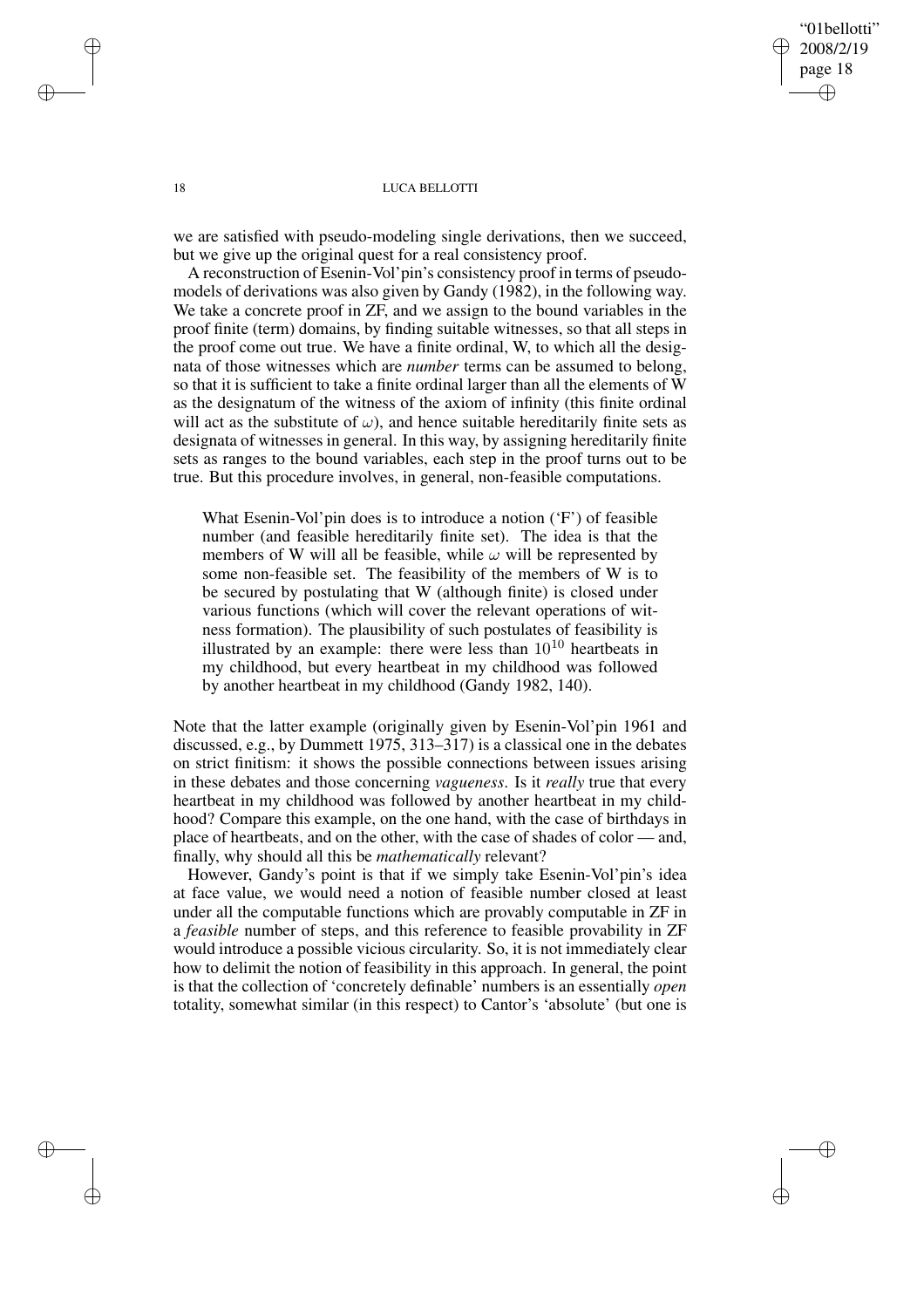we are satisfied with pseudo-modeling single derivations, then we succeed, but we give up the original quest for a real consistency proof.

A reconstruction of Esenin-Vol'pin's consistency proof in terms of pseudo-models of derivations was also given by Gandy (1982), in the following way. We take a concrete proof in ZF, and we assign to the bound variables in the proof finite (term) domains, by finding suitable witnesses, so that all steps in the proof come out true. We have a finite ordinal, W, to which all the designata of those witnesses which are *number* terms can be assumed to belong, so that it is sufficient to take a finite ordinal larger than all the elements of W as the designatum of the witness of the axiom of infinity (this finite ordinal will act as the substitute of $\omega$), and hence suitable hereditarily finite sets as designata of witnesses in general. In this way, by assigning hereditarily finite sets as ranges to the bound variables, each step in the proof turns out to be true. But this procedure involves, in general, non-feasible computations.

> What Esenin-Vol'pin does is to introduce a notion ('F') of feasible number (and feasible hereditarily finite set). The idea is that the members of W will all be feasible, while $\omega$ will be represented by some non-feasible set. The feasibility of the members of W is to be secured by postulating that W (although finite) is closed under various functions (which will cover the relevant operations of witness formation). The plausibility of such postulates of feasibility is illustrated by an example: there were less than $10^{10}$ heartbeats in my childhood, but every heartbeat in my childhood was followed by another heartbeat in my childhood (Gandy 1982, 140).

Note that the latter example (originally given by Esenin-Vol'pin 1961 and discussed, e.g., by Dummett 1975, 313–317) is a classical one in the debates on strict finitism: it shows the possible connections between issues arising in these debates and those concerning *vagueness*. Is it *really* true that every heartbeat in my childhood was followed by another heartbeat in my childhood? Compare this example, on the one hand, with the case of birthdays in place of heartbeats, and on the other, with the case of shades of color — and, finally, why should all this be *mathematically* relevant?

However, Gandy's point is that if we simply take Esenin-Vol'pin's idea at face value, we would need a notion of feasible number closed at least under all the computable functions which are provably computable in ZF in a *feasible* number of steps, and this reference to feasible provability in ZF would introduce a possible vicious circularity. So, it is not immediately clear how to delimit the notion of feasibility in this approach. In general, the point is that the collection of 'concretely definable' numbers is an essentially *open* totality, somewhat similar (in this respect) to Cantor's 'absolute' (but one is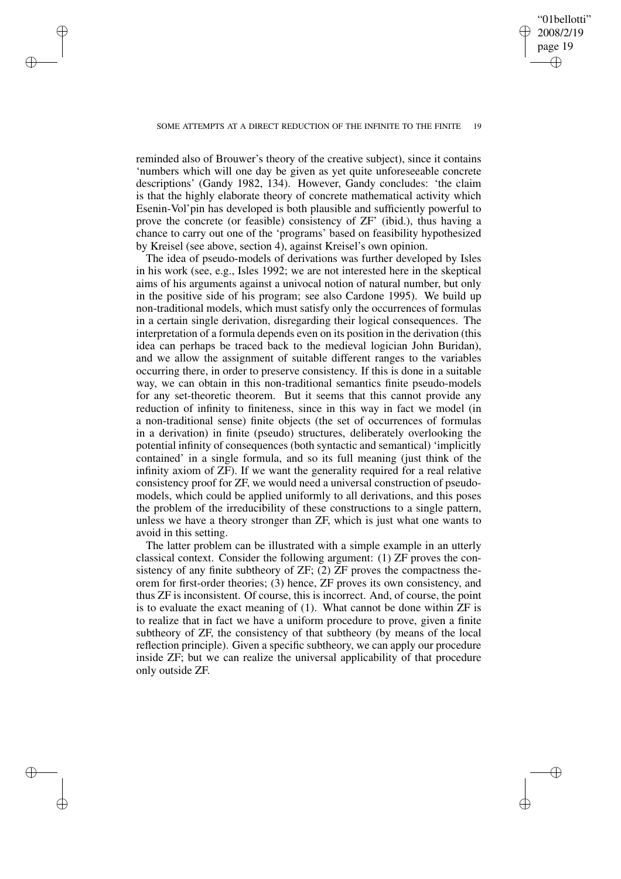reminded also of Brouwer's theory of the creative subject), since it contains 'numbers which will one day be given as yet quite unforeseeable concrete descriptions' (Gandy 1982, 134). However, Gandy concludes: 'the claim is that the highly elaborate theory of concrete mathematical activity which Esenin-Vol'pin has developed is both plausible and sufficiently powerful to prove the concrete (or feasible) consistency of ZF' (ibid.), thus having a chance to carry out one of the 'programs' based on feasibility hypothesized by Kreisel (see above, section 4), against Kreisel's own opinion.

The idea of pseudo-models of derivations was further developed by Isles in his work (see, e.g., Isles 1992; we are not interested here in the skeptical aims of his arguments against a univocal notion of natural number, but only in the positive side of his program; see also Cardone 1995). We build up non-traditional models, which must satisfy only the occurrences of formulas in a certain single derivation, disregarding their logical consequences. The interpretation of a formula depends even on its position in the derivation (this idea can perhaps be traced back to the medieval logician John Buridan), and we allow the assignment of suitable different ranges to the variables occurring there, in order to preserve consistency. If this is done in a suitable way, we can obtain in this non-traditional semantics finite pseudo-models for any set-theoretic theorem. But it seems that this cannot provide any reduction of infinity to finiteness, since in this way in fact we model (in a non-traditional sense) finite objects (the set of occurrences of formulas in a derivation) in finite (pseudo) structures, deliberately overlooking the potential infinity of consequences (both syntactic and semantical) 'implicitly contained' in a single formula, and so its full meaning (just think of the infinity axiom of ZF). If we want the generality required for a real relative consistency proof for ZF, we would need a universal construction of pseudo-models, which could be applied uniformly to all derivations, and this poses the problem of the irreducibility of these constructions to a single pattern, unless we have a theory stronger than ZF, which is just what one wants to avoid in this setting.

The latter problem can be illustrated with a simple example in an utterly classical context. Consider the following argument: (1) ZF proves the consistency of any finite subtheory of ZF; (2) ZF proves the compactness theorem for first-order theories; (3) hence, ZF proves its own consistency, and thus ZF is inconsistent. Of course, this is incorrect. And, of course, the point is to evaluate the exact meaning of (1). What cannot be done within ZF is to realize that in fact we have a uniform procedure to prove, given a finite subtheory of ZF, the consistency of that subtheory (by means of the local reflection principle). Given a specific subtheory, we can apply our procedure inside ZF; but we can realize the universal applicability of that procedure only outside ZF.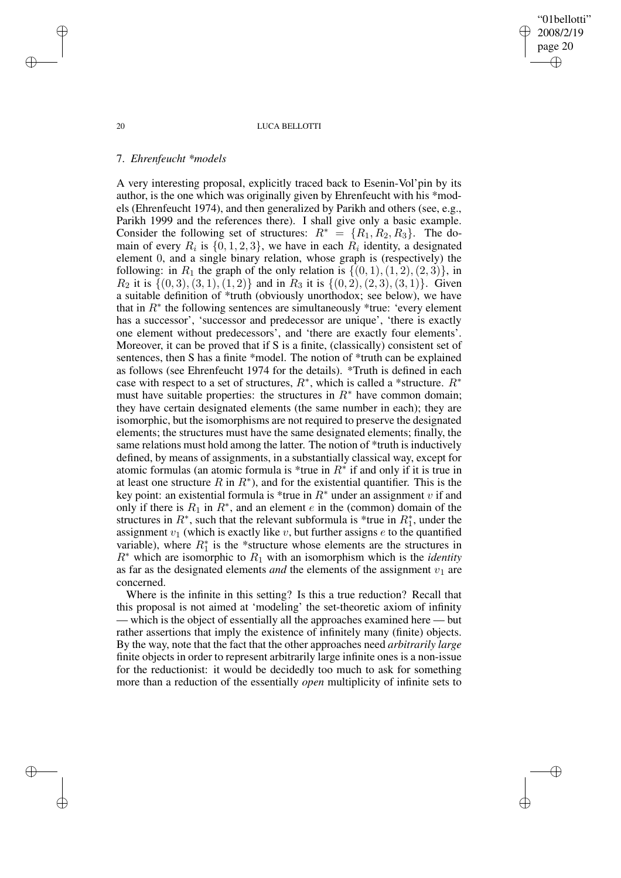## 7. *Ehrenfeucht \*models*

A very interesting proposal, explicitly traced back to Esenin-Vol'pin by its author, is the one which was originally given by Ehrenfeucht with his \*models (Ehrenfeucht 1974), and then generalized by Parikh and others (see, e.g., Parikh 1999 and the references there). I shall give only a basic example. Consider the following set of structures: $R^* = \{R_1, R_2, R_3\}$. The domain of every $R_i$ is $\{0, 1, 2, 3\}$, we have in each $R_i$ identity, a designated element 0, and a single binary relation, whose graph is (respectively) the following: in $R_1$ the graph of the only relation is $\{(0, 1), (1, 2), (2, 3)\}$, in $R_2$ it is $\{(0, 3), (3, 1), (1, 2)\}$ and in $R_3$ it is $\{(0, 2), (2, 3), (3, 1)\}$. Given a suitable definition of \*truth (obviously unorthodox; see below), we have that in $R^*$ the following sentences are simultaneously \*true: 'every element has a successor', 'successor and predecessor are unique', 'there is exactly one element without predecessors', and 'there are exactly four elements'. Moreover, it can be proved that if S is a finite, (classically) consistent set of sentences, then S has a finite \*model. The notion of \*truth can be explained as follows (see Ehrenfeucht 1974 for the details). \*Truth is defined in each case with respect to a set of structures, $R^*$, which is called a \*structure. $R^*$ must have suitable properties: the structures in $R^*$ have common domain; they have certain designated elements (the same number in each); they are isomorphic, but the isomorphisms are not required to preserve the designated elements; the structures must have the same designated elements; finally, the same relations must hold among the latter. The notion of \*truth is inductively defined, by means of assignments, in a substantially classical way, except for atomic formulas (an atomic formula is \*true in $R^*$ if and only if it is true in at least one structure $R$ in $R^*$), and for the existential quantifier. This is the key point: an existential formula is \*true in $R^*$ under an assignment $v$ if and only if there is $R_1$ in $R^*$, and an element $e$ in the (common) domain of the structures in $R^*$, such that the relevant subformula is \*true in $R_1^*$, under the assignment $v_1$ (which is exactly like $v$, but further assigns $e$ to the quantified variable), where $R_1^*$ is the \*structure whose elements are the structures in $R^*$ which are isomorphic to $R_1$ with an isomorphism which is the *identity* as far as the designated elements *and* the elements of the assignment $v_1$ are concerned.

Where is the infinite in this setting? Is this a true reduction? Recall that this proposal is not aimed at 'modeling' the set-theoretic axiom of infinity — which is the object of essentially all the approaches examined here — but rather assertions that imply the existence of infinitely many (finite) objects. By the way, note that the fact that the other approaches need *arbitrarily large* finite objects in order to represent arbitrarily large infinite ones is a non-issue for the reductionist: it would be decidedly too much to ask for something more than a reduction of the essentially *open* multiplicity of infinite sets to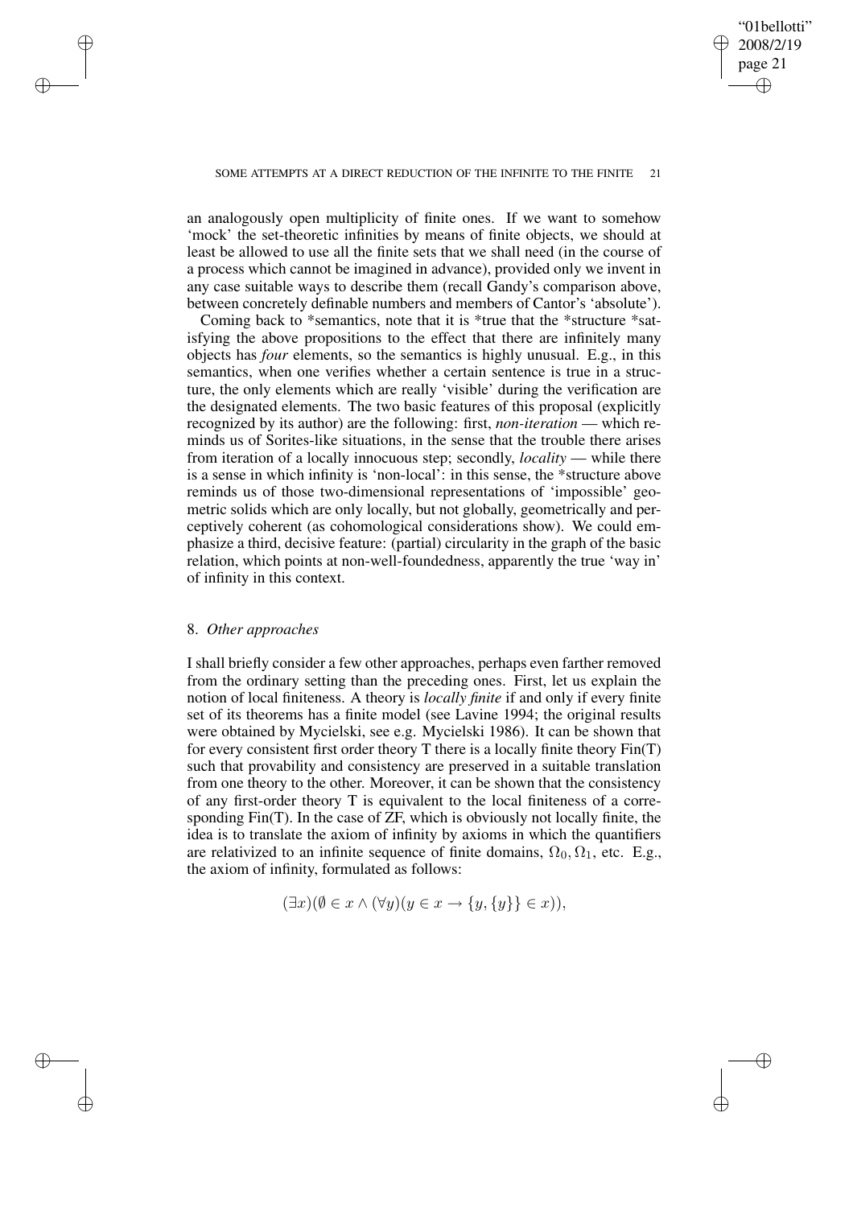an analogously open multiplicity of finite ones. If we want to somehow 'mock' the set-theoretic infinities by means of finite objects, we should at least be allowed to use all the finite sets that we shall need (in the course of a process which cannot be imagined in advance), provided only we invent in any case suitable ways to describe them (recall Gandy's comparison above, between concretely definable numbers and members of Cantor's 'absolute').

Coming back to *semantics, note that it is *true that the *structure *satisfying the above propositions to the effect that there are infinitely many objects has *four* elements, so the semantics is highly unusual. E.g., in this semantics, when one verifies whether a certain sentence is true in a structure, the only elements which are really 'visible' during the verification are the designated elements. The two basic features of this proposal (explicitly recognized by its author) are the following: first, *non-iteration* — which reminds us of Sorites-like situations, in the sense that the trouble there arises from iteration of a locally innocuous step; secondly, *locality* — while there is a sense in which infinity is 'non-local': in this sense, the *structure above reminds us of those two-dimensional representations of 'impossible' geometric solids which are only locally, but not globally, geometrically and perceptively coherent (as cohomological considerations show). We could emphasize a third, decisive feature: (partial) circularity in the graph of the basic relation, which points at non-well-foundedness, apparently the true 'way in' of infinity in this context.

## 8. *Other approaches*

I shall briefly consider a few other approaches, perhaps even farther removed from the ordinary setting than the preceding ones. First, let us explain the notion of local finiteness. A theory is *locally finite* if and only if every finite set of its theorems has a finite model (see Lavine 1994; the original results were obtained by Mycielski, see e.g. Mycielski 1986). It can be shown that for every consistent first order theory T there is a locally finite theory Fin(T) such that provability and consistency are preserved in a suitable translation from one theory to the other. Moreover, it can be shown that the consistency of any first-order theory T is equivalent to the local finiteness of a corresponding Fin(T). In the case of ZF, which is obviously not locally finite, the idea is to translate the axiom of infinity by axioms in which the quantifiers are relativized to an infinite sequence of finite domains, $\Omega_0, \Omega_1$, etc. E.g., the axiom of infinity, formulated as follows:

$$(\exists x)(\emptyset \in x \wedge (\forall y)(y \in x \rightarrow \{y, \{y\}\} \in x)),$$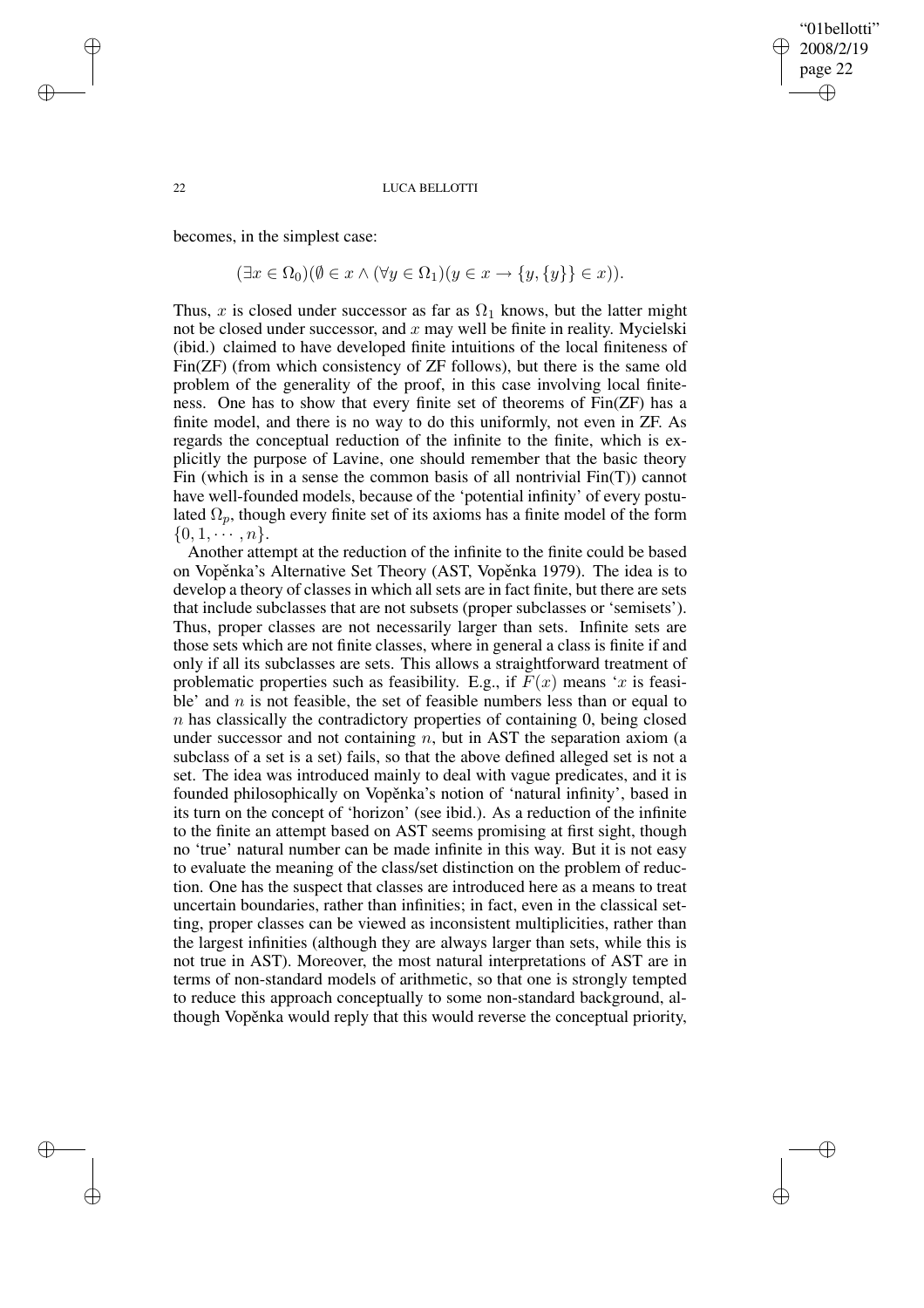becomes, in the simplest case:

$$(\exists x \in \Omega_0)(\emptyset \in x \wedge (\forall y \in \Omega_1)(y \in x \rightarrow \{y, \{y\}\} \in x)).$$

Thus, $x$ is closed under successor as far as $\Omega_1$ knows, but the latter might not be closed under successor, and $x$ may well be finite in reality. Mycielski (ibid.) claimed to have developed finite intuitions of the local finiteness of Fin(ZF) (from which consistency of ZF follows), but there is the same old problem of the generality of the proof, in this case involving local finiteness. One has to show that every finite set of theorems of Fin(ZF) has a finite model, and there is no way to do this uniformly, not even in ZF. As regards the conceptual reduction of the infinite to the finite, which is explicitly the purpose of Lavine, one should remember that the basic theory Fin (which is in a sense the common basis of all nontrivial Fin(T)) cannot have well-founded models, because of the 'potential infinity' of every postulated $\Omega_p$, though every finite set of its axioms has a finite model of the form $\{0, 1, \cdots, n\}$.

Another attempt at the reduction of the infinite to the finite could be based on Vopěnka's Alternative Set Theory (AST, Vopěnka 1979). The idea is to develop a theory of classes in which all sets are in fact finite, but there are sets that include subclasses that are not subsets (proper subclasses or 'semisets'). Thus, proper classes are not necessarily larger than sets. Infinite sets are those sets which are not finite classes, where in general a class is finite if and only if all its subclasses are sets. This allows a straightforward treatment of problematic properties such as feasibility. E.g., if $F(x)$ means '$x$ is feasible' and $n$ is not feasible, the set of feasible numbers less than or equal to $n$ has classically the contradictory properties of containing 0, being closed under successor and not containing $n$, but in AST the separation axiom (a subclass of a set is a set) fails, so that the above defined alleged set is not a set. The idea was introduced mainly to deal with vague predicates, and it is founded philosophically on Vopěnka's notion of 'natural infinity', based in its turn on the concept of 'horizon' (see ibid.). As a reduction of the infinite to the finite an attempt based on AST seems promising at first sight, though no 'true' natural number can be made infinite in this way. But it is not easy to evaluate the meaning of the class/set distinction on the problem of reduction. One has the suspect that classes are introduced here as a means to treat uncertain boundaries, rather than infinities; in fact, even in the classical setting, proper classes can be viewed as inconsistent multiplicities, rather than the largest infinities (although they are always larger than sets, while this is not true in AST). Moreover, the most natural interpretations of AST are in terms of non-standard models of arithmetic, so that one is strongly tempted to reduce this approach conceptually to some non-standard background, although Vopěnka would reply that this would reverse the conceptual priority,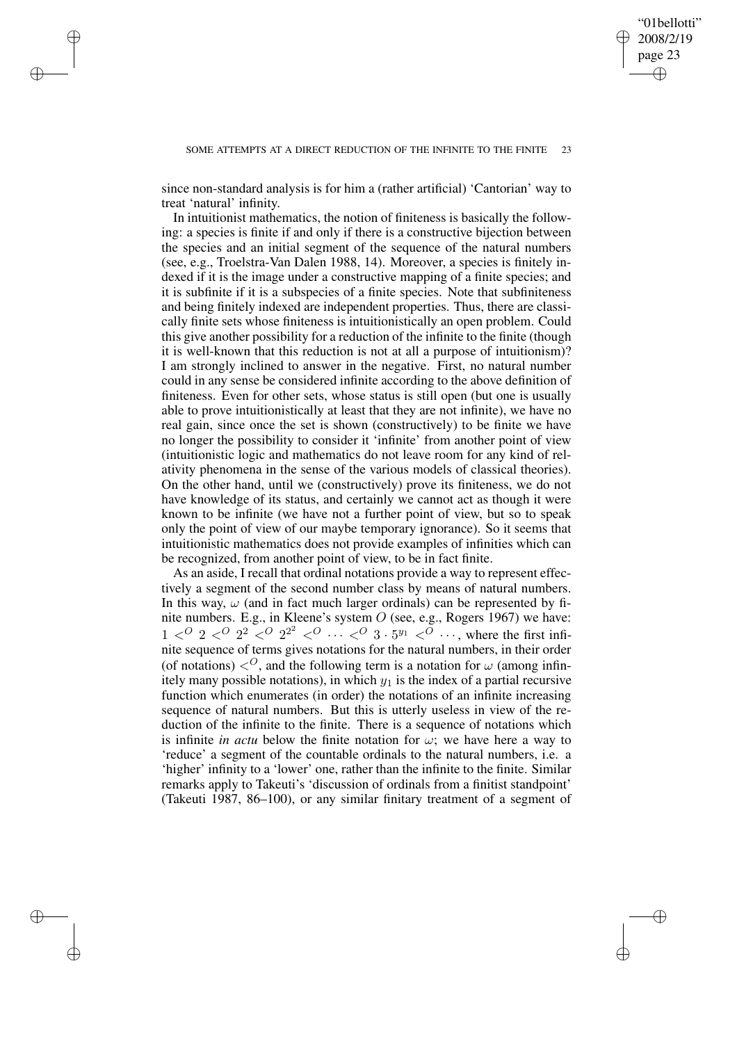since non-standard analysis is for him a (rather artificial) 'Cantorian' way to treat 'natural' infinity.

In intuitionist mathematics, the notion of finiteness is basically the following: a species is finite if and only if there is a constructive bijection between the species and an initial segment of the sequence of the natural numbers (see, e.g., Troelstra-Van Dalen 1988, 14). Moreover, a species is finitely indexed if it is the image under a constructive mapping of a finite species; and it is subfinite if it is a subspecies of a finite species. Note that subfiniteness and being finitely indexed are independent properties. Thus, there are classically finite sets whose finiteness is intuitionistically an open problem. Could this give another possibility for a reduction of the infinite to the finite (though it is well-known that this reduction is not at all a purpose of intuitionism)? I am strongly inclined to answer in the negative. First, no natural number could in any sense be considered infinite according to the above definition of finiteness. Even for other sets, whose status is still open (but one is usually able to prove intuitionistically at least that they are not infinite), we have no real gain, since once the set is shown (constructively) to be finite we have no longer the possibility to consider it 'infinite' from another point of view (intuitionistic logic and mathematics do not leave room for any kind of relativity phenomena in the sense of the various models of classical theories). On the other hand, until we (constructively) prove its finiteness, we do not have knowledge of its status, and certainly we cannot act as though it were known to be infinite (we have not a further point of view, but so to speak only the point of view of our maybe temporary ignorance). So it seems that intuitionistic mathematics does not provide examples of infinities which can be recognized, from another point of view, to be in fact finite.

As an aside, I recall that ordinal notations provide a way to represent effectively a segment of the second number class by means of natural numbers. In this way, $\omega$ (and in fact much larger ordinals) can be represented by finite numbers. E.g., in Kleene's system $O$ (see, e.g., Rogers 1967) we have: $1 <^O 2 <^O 2^2 <^O 2^{2^2} <^O \cdots <^O 3 \cdot 5^{y_1} <^O \cdots$, where the first infinite sequence of terms gives notations for the natural numbers, in their order (of notations) $<^O$, and the following term is a notation for $\omega$ (among infinitely many possible notations), in which $y_1$ is the index of a partial recursive function which enumerates (in order) the notations of an infinite increasing sequence of natural numbers. But this is utterly useless in view of the reduction of the infinite to the finite. There is a sequence of notations which is infinite *in actu* below the finite notation for $\omega$; we have here a way to 'reduce' a segment of the countable ordinals to the natural numbers, i.e. a 'higher' infinity to a 'lower' one, rather than the infinite to the finite. Similar remarks apply to Takeuti's 'discussion of ordinals from a finitist standpoint' (Takeuti 1987, 86–100), or any similar finitary treatment of a segment of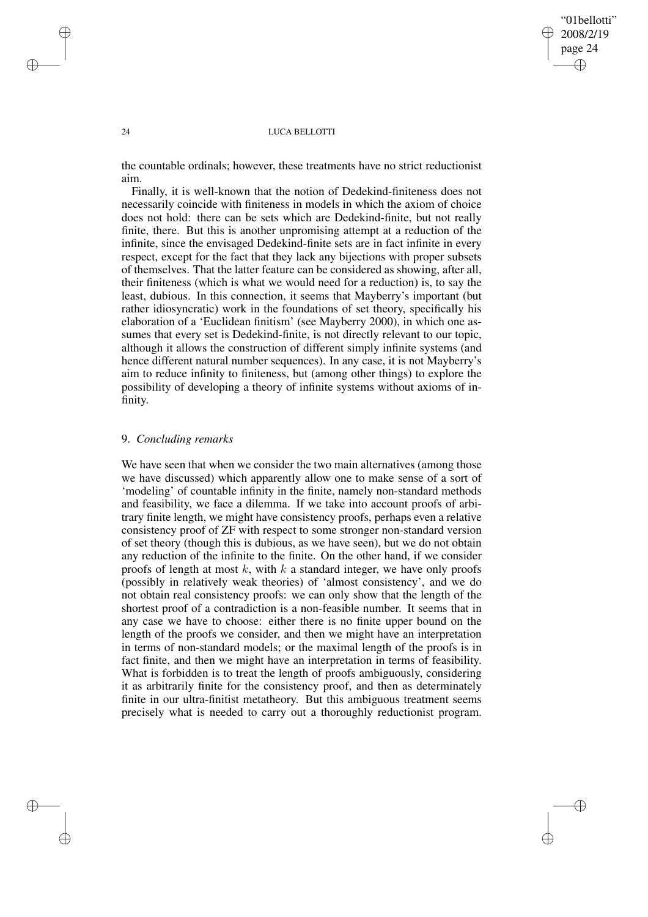the countable ordinals; however, these treatments have no strict reductionist aim.

Finally, it is well-known that the notion of Dedekind-finiteness does not necessarily coincide with finiteness in models in which the axiom of choice does not hold: there can be sets which are Dedekind-finite, but not really finite, there. But this is another unpromising attempt at a reduction of the infinite, since the envisaged Dedekind-finite sets are in fact infinite in every respect, except for the fact that they lack any bijections with proper subsets of themselves. That the latter feature can be considered as showing, after all, their finiteness (which is what we would need for a reduction) is, to say the least, dubious. In this connection, it seems that Mayberry's important (but rather idiosyncratic) work in the foundations of set theory, specifically his elaboration of a 'Euclidean finitism' (see Mayberry 2000), in which one assumes that every set is Dedekind-finite, is not directly relevant to our topic, although it allows the construction of different simply infinite systems (and hence different natural number sequences). In any case, it is not Mayberry's aim to reduce infinity to finiteness, but (among other things) to explore the possibility of developing a theory of infinite systems without axioms of infinity.

## 9. *Concluding remarks*

We have seen that when we consider the two main alternatives (among those we have discussed) which apparently allow one to make sense of a sort of 'modeling' of countable infinity in the finite, namely non-standard methods and feasibility, we face a dilemma. If we take into account proofs of arbitrary finite length, we might have consistency proofs, perhaps even a relative consistency proof of ZF with respect to some stronger non-standard version of set theory (though this is dubious, as we have seen), but we do not obtain any reduction of the infinite to the finite. On the other hand, if we consider proofs of length at most $k$, with $k$ a standard integer, we have only proofs (possibly in relatively weak theories) of 'almost consistency', and we do not obtain real consistency proofs: we can only show that the length of the shortest proof of a contradiction is a non-feasible number. It seems that in any case we have to choose: either there is no finite upper bound on the length of the proofs we consider, and then we might have an interpretation in terms of non-standard models; or the maximal length of the proofs is in fact finite, and then we might have an interpretation in terms of feasibility. What is forbidden is to treat the length of proofs ambiguously, considering it as arbitrarily finite for the consistency proof, and then as determinately finite in our ultra-finitist metatheory. But this ambiguous treatment seems precisely what is needed to carry out a thoroughly reductionist program.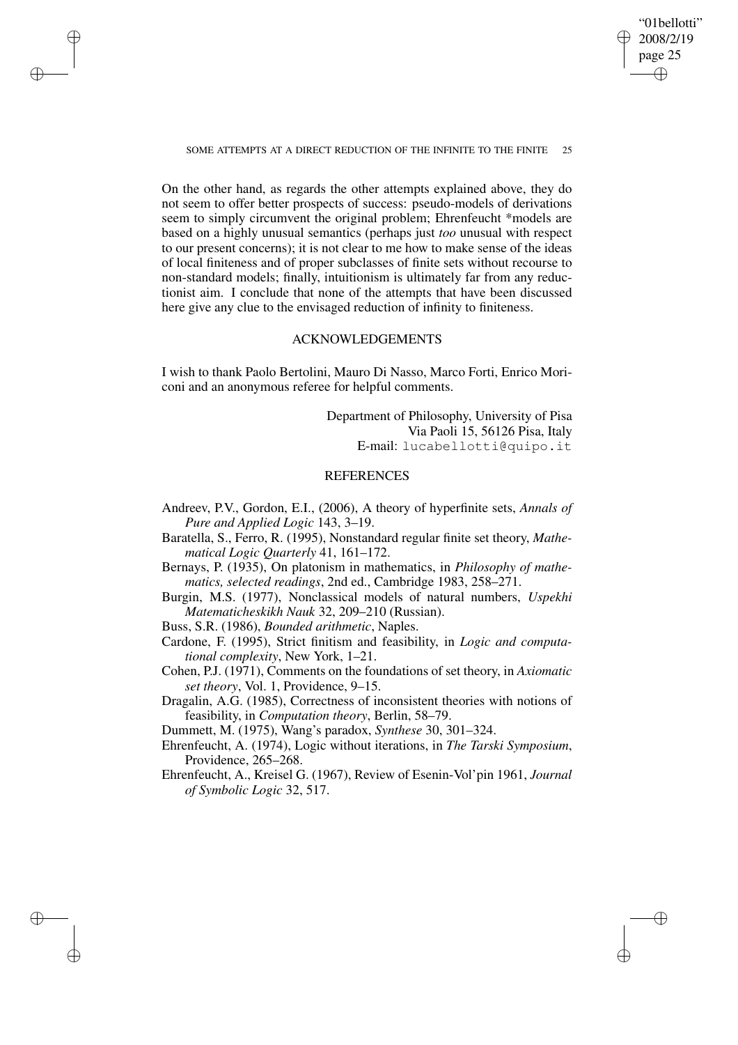On the other hand, as regards the other attempts explained above, they do not seem to offer better prospects of success: pseudo-models of derivations seem to simply circumvent the original problem; Ehrenfeucht *models are based on a highly unusual semantics (perhaps just *too* unusual with respect to our present concerns); it is not clear to me how to make sense of the ideas of local finiteness and of proper subclasses of finite sets without recourse to non-standard models; finally, intuitionism is ultimately far from any reductionist aim. I conclude that none of the attempts that have been discussed here give any clue to the envisaged reduction of infinity to finiteness.

## ACKNOWLEDGEMENTS

I wish to thank Paolo Bertolini, Mauro Di Nasso, Marco Forti, Enrico Moriconi and an anonymous referee for helpful comments.

Department of Philosophy, University of Pisa
Via Paoli 15, 56126 Pisa, Italy
E-mail: lucabellotti@quipo.it

## REFERENCES

Andreev, P.V., Gordon, E.I., (2006), A theory of hyperfinite sets, *Annals of Pure and Applied Logic* 143, 3–19.

Baratella, S., Ferro, R. (1995), Nonstandard regular finite set theory, *Mathematical Logic Quarterly* 41, 161–172.

Bernays, P. (1935), On platonism in mathematics, in *Philosophy of mathematics, selected readings*, 2nd ed., Cambridge 1983, 258–271.

Burgin, M.S. (1977), Nonclassical models of natural numbers, *Uspekhi Matematicheskikh Nauk* 32, 209–210 (Russian).

Buss, S.R. (1986), *Bounded arithmetic*, Naples.

Cardone, F. (1995), Strict finitism and feasibility, in *Logic and computational complexity*, New York, 1–21.

Cohen, P.J. (1971), Comments on the foundations of set theory, in *Axiomatic set theory*, Vol. 1, Providence, 9–15.

Dragalin, A.G. (1985), Correctness of inconsistent theories with notions of feasibility, in *Computation theory*, Berlin, 58–79.

Dummett, M. (1975), Wang's paradox, *Synthese* 30, 301–324.

Ehrenfeucht, A. (1974), Logic without iterations, in *The Tarski Symposium*, Providence, 265–268.

Ehrenfeucht, A., Kreisel G. (1967), Review of Esenin-Vol'pin 1961, *Journal of Symbolic Logic* 32, 517.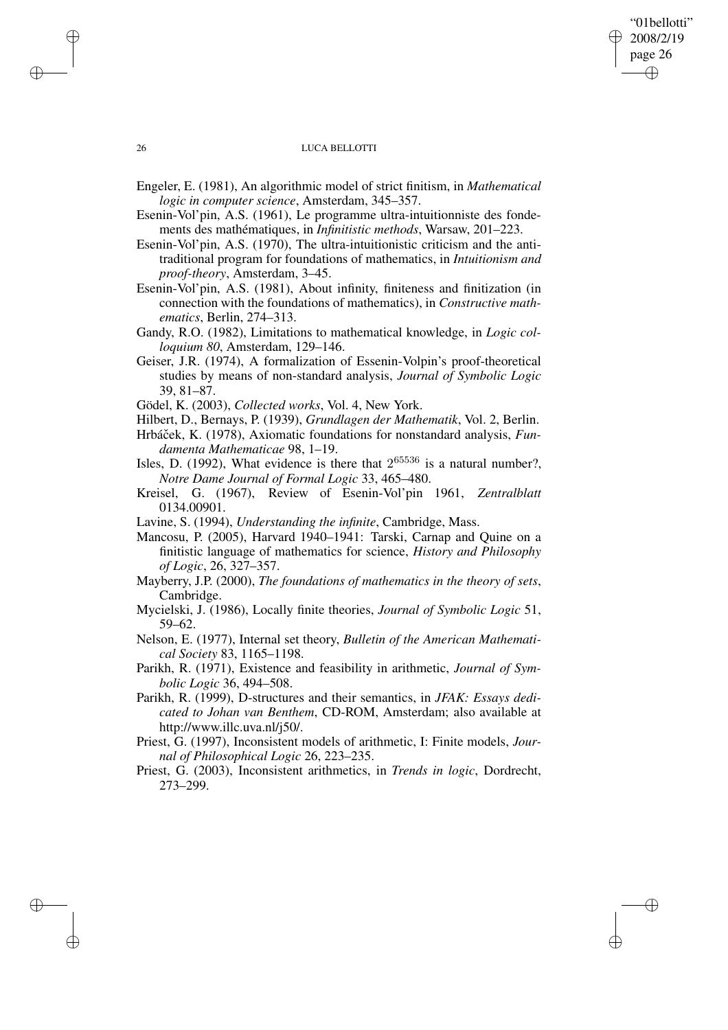Engeler, E. (1981), An algorithmic model of strict finitism, in *Mathematical logic in computer science*, Amsterdam, 345–357.

Esenin-Vol'pin, A.S. (1961), Le programme ultra-intuitionniste des fondements des mathématiques, in *Infinitistic methods*, Warsaw, 201–223.

Esenin-Vol'pin, A.S. (1970), The ultra-intuitionistic criticism and the anti-traditional program for foundations of mathematics, in *Intuitionism and proof-theory*, Amsterdam, 3–45.

Esenin-Vol'pin, A.S. (1981), About infinity, finiteness and finitization (in connection with the foundations of mathematics), in *Constructive mathematics*, Berlin, 274–313.

Gandy, R.O. (1982), Limitations to mathematical knowledge, in *Logic colloquium 80*, Amsterdam, 129–146.

Geiser, J.R. (1974), A formalization of Essenin-Volpin's proof-theoretical studies by means of non-standard analysis, *Journal of Symbolic Logic* 39, 81–87.

Gödel, K. (2003), *Collected works*, Vol. 4, New York.

Hilbert, D., Bernays, P. (1939), *Grundlagen der Mathematik*, Vol. 2, Berlin.

Hrbáček, K. (1978), Axiomatic foundations for nonstandard analysis, *Fundamenta Mathematicae* 98, 1–19.

Isles, D. (1992), What evidence is there that $2^{65536}$ is a natural number?, *Notre Dame Journal of Formal Logic* 33, 465–480.

Kreisel, G. (1967), Review of Esenin-Vol'pin 1961, *Zentralblatt* 0134.00901.

Lavine, S. (1994), *Understanding the infinite*, Cambridge, Mass.

Mancosu, P. (2005), Harvard 1940–1941: Tarski, Carnap and Quine on a finitistic language of mathematics for science, *History and Philosophy of Logic*, 26, 327–357.

Mayberry, J.P. (2000), *The foundations of mathematics in the theory of sets*, Cambridge.

Mycielski, J. (1986), Locally finite theories, *Journal of Symbolic Logic* 51, 59–62.

Nelson, E. (1977), Internal set theory, *Bulletin of the American Mathematical Society* 83, 1165–1198.

Parikh, R. (1971), Existence and feasibility in arithmetic, *Journal of Symbolic Logic* 36, 494–508.

Parikh, R. (1999), D-structures and their semantics, in *JFAK: Essays dedicated to Johan van Benthem*, CD-ROM, Amsterdam; also available at http://www.illc.uva.nl/j50/.

Priest, G. (1997), Inconsistent models of arithmetic, I: Finite models, *Journal of Philosophical Logic* 26, 223–235.

Priest, G. (2003), Inconsistent arithmetics, in *Trends in logic*, Dordrecht, 273–299.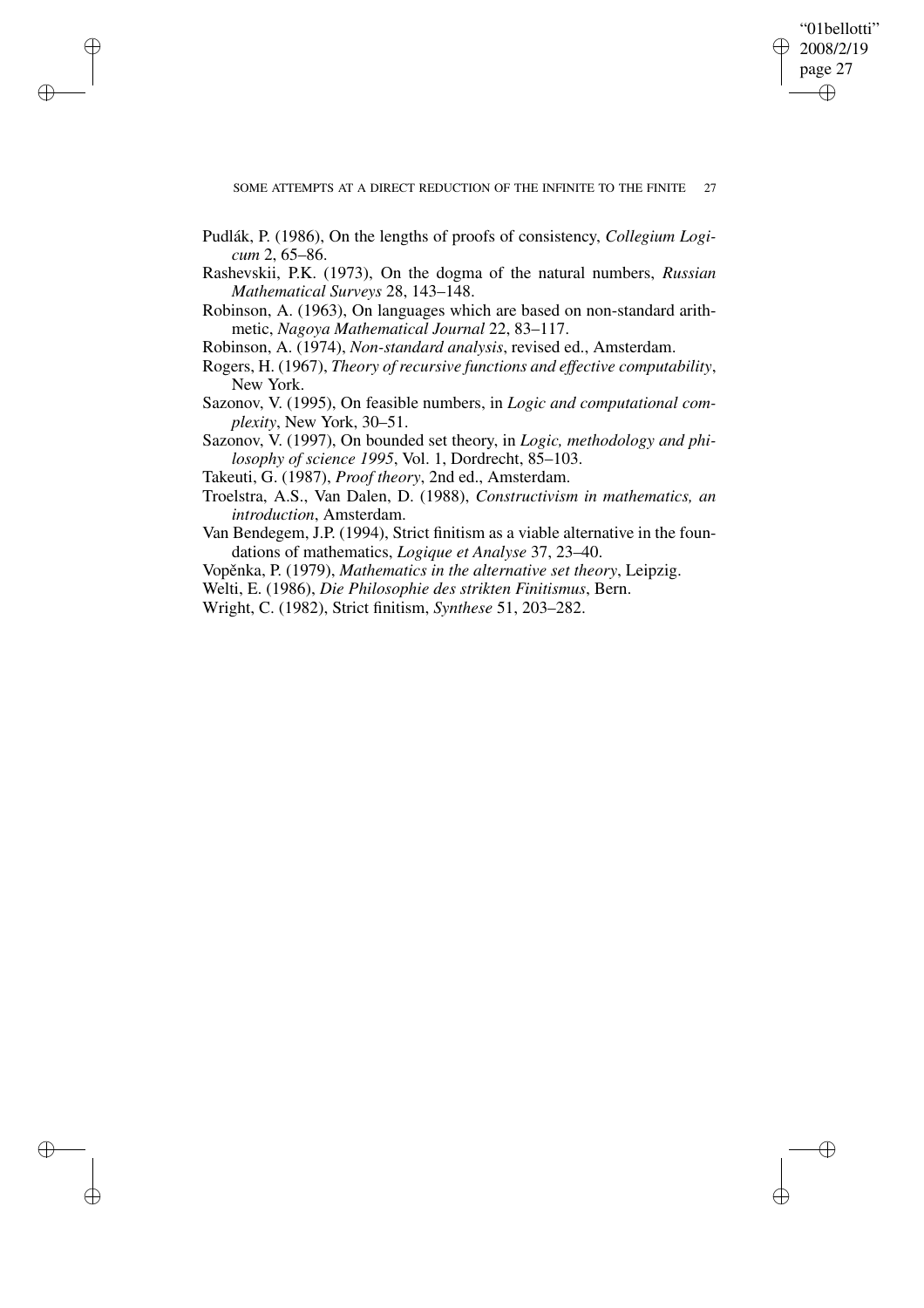Pudlák, P. (1986), On the lengths of proofs of consistency, *Collegium Logicum* 2, 65–86.

Rashevskii, P.K. (1973), On the dogma of the natural numbers, *Russian Mathematical Surveys* 28, 143–148.

Robinson, A. (1963), On languages which are based on non-standard arithmetic, *Nagoya Mathematical Journal* 22, 83–117.

Robinson, A. (1974), *Non-standard analysis*, revised ed., Amsterdam.

Rogers, H. (1967), *Theory of recursive functions and effective computability*, New York.

Sazonov, V. (1995), On feasible numbers, in *Logic and computational complexity*, New York, 30–51.

Sazonov, V. (1997), On bounded set theory, in *Logic, methodology and philosophy of science 1995*, Vol. 1, Dordrecht, 85–103.

Takeuti, G. (1987), *Proof theory*, 2nd ed., Amsterdam.

Troelstra, A.S., Van Dalen, D. (1988), *Constructivism in mathematics, an introduction*, Amsterdam.

Van Bendegem, J.P. (1994), Strict finitism as a viable alternative in the foundations of mathematics, *Logique et Analyse* 37, 23–40.

Vopěnka, P. (1979), *Mathematics in the alternative set theory*, Leipzig.

Welti, E. (1986), *Die Philosophie des strikten Finitismus*, Bern.

Wright, C. (1982), Strict finitism, *Synthese* 51, 203–282.